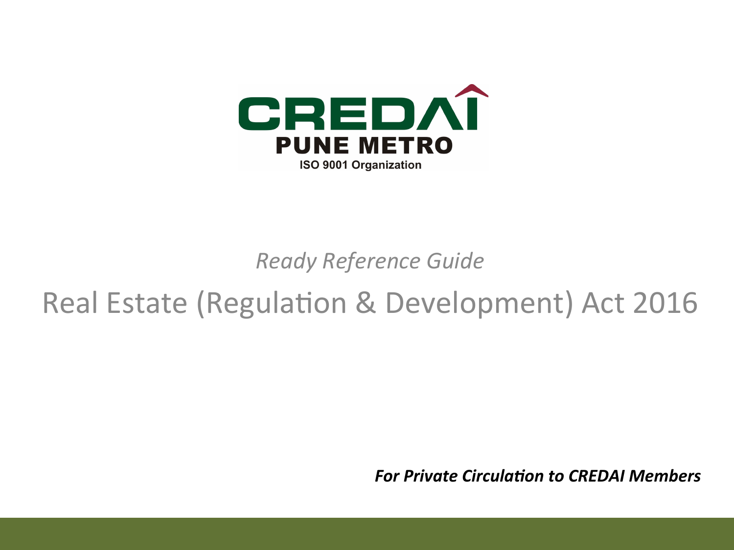CREDAI

PUNE METRO

ISO 9001 Organization

*Ready Reference Guide*

# Real Estate (Regulation & Development) Act 2016

***For Private Circulation to CREDAI Members***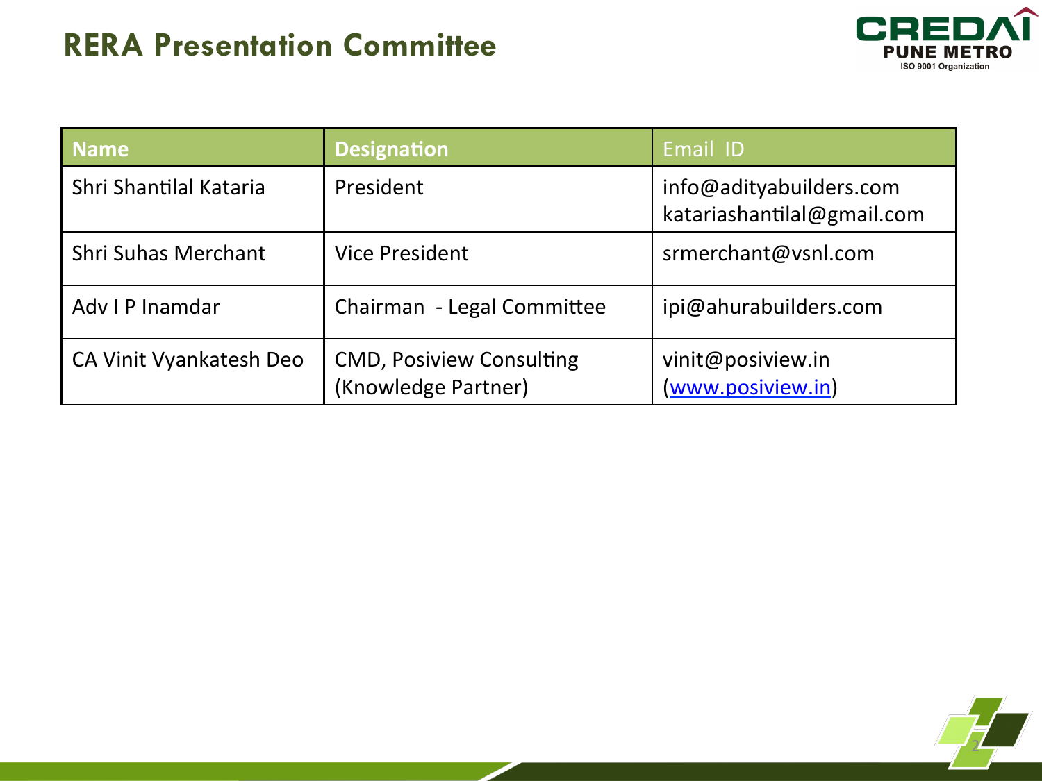# RERA Presentation Committee

| Name | Designation | Email ID |
|---|---|---|
| Shri Shantilal Kataria | President | info@adityabuilders.com katariashantilal@gmail.com |
| Shri Suhas Merchant | Vice President | srmerchant@vsnl.com |
| Adv I P Inamdar | Chairman - Legal Committee | ipi@ahurabuilders.com |
| CA Vinit Vyankatesh Deo | CMD, Posiview Consulting (Knowledge Partner) | vinit@posiview.in (www.posiview.in) |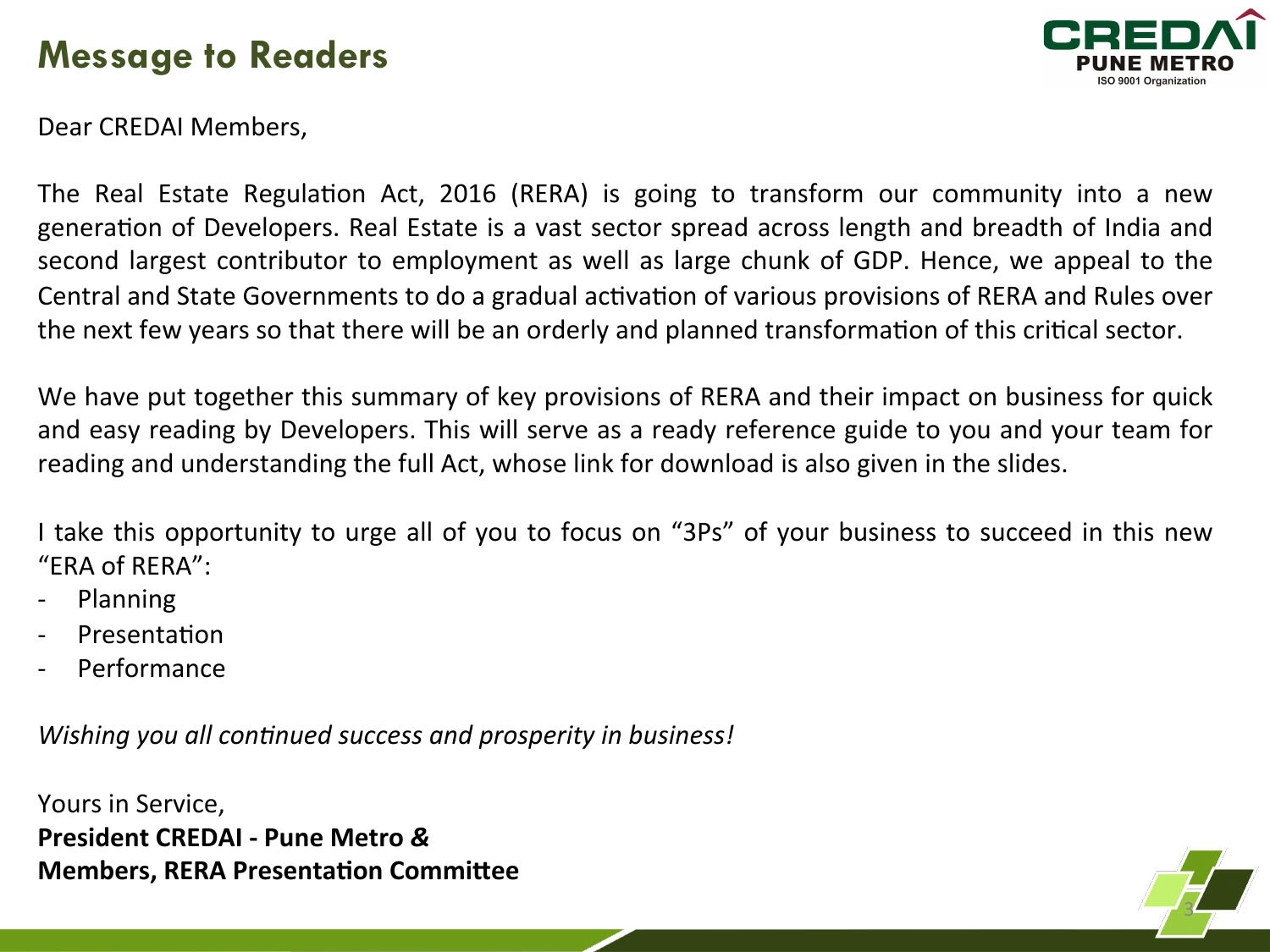# Message to Readers

Dear CREDAI Members,

The Real Estate Regulation Act, 2016 (RERA) is going to transform our community into a new generation of Developers. Real Estate is a vast sector spread across length and breadth of India and second largest contributor to employment as well as large chunk of GDP. Hence, we appeal to the Central and State Governments to do a gradual activation of various provisions of RERA and Rules over the next few years so that there will be an orderly and planned transformation of this critical sector.

We have put together this summary of key provisions of RERA and their impact on business for quick and easy reading by Developers. This will serve as a ready reference guide to you and your team for reading and understanding the full Act, whose link for download is also given in the slides.

I take this opportunity to urge all of you to focus on “3Ps” of your business to succeed in this new “ERA of RERA”:

- Planning
- Presentation
- Performance

*Wishing you all continued success and prosperity in business!*

Yours in Service,
**President CREDAI - Pune Metro &**
**Members, RERA Presentation Committee**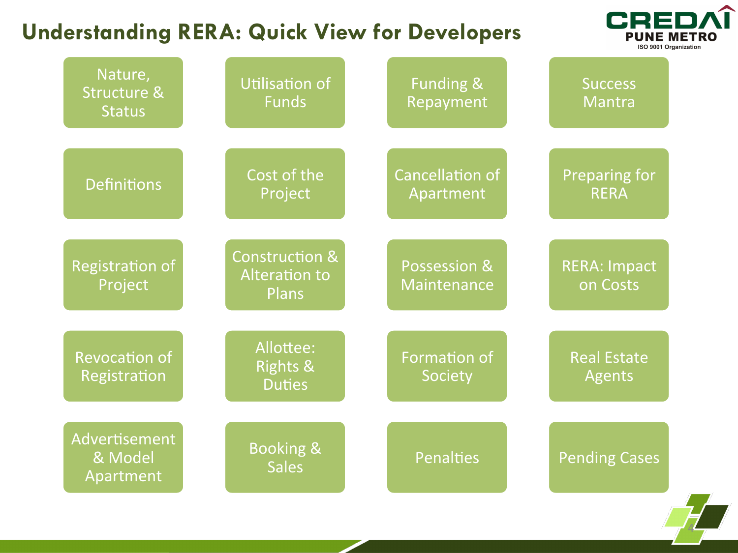# Understanding RERA: Quick View for Developers

CREDAI PUNE METRO
ISO 9001 Organization

| | | | |
|---|---|---|---|
| Nature, Structure & Status | Utilisation of Funds | Funding & Repayment | Success Mantra |
| Definitions | Cost of the Project | Cancellation of Apartment | Preparing for RERA |
| Registration of Project | Construction & Alteration to Plans | Possession & Maintenance | RERA: Impact on Costs |
| Revocation of Registration | Allottee: Rights & Duties | Formation of Society | Real Estate Agents |
| Advertisement & Model Apartment | Booking & Sales | Penalties | Pending Cases |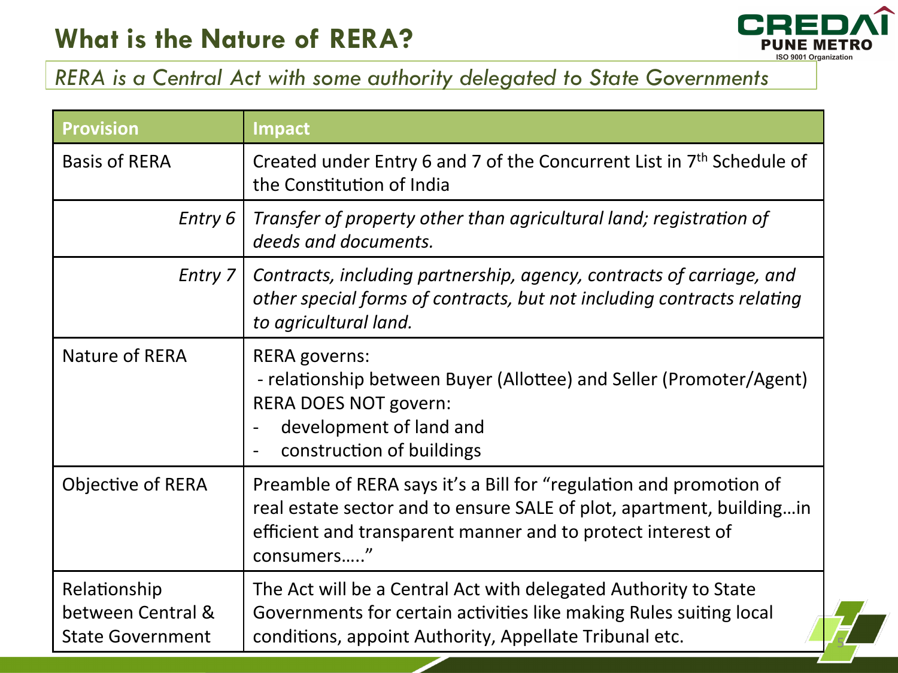# What is the Nature of RERA?

*RERA is a Central Act with some authority delegated to State Governments*

| Provision | Impact |
|---|---|
| Basis of RERA | Created under Entry 6 and 7 of the Concurrent List in 7th Schedule of the Constitution of India |
| *Entry 6* | *Transfer of property other than agricultural land; registration of deeds and documents.* |
| *Entry 7* | *Contracts, including partnership, agency, contracts of carriage, and other special forms of contracts, but not including contracts relating to agricultural land.* |
| Nature of RERA | RERA governs:<br>- relationship between Buyer (Allottee) and Seller (Promoter/Agent)<br>RERA DOES NOT govern:<br>- development of land and<br>- construction of buildings |
| Objective of RERA | Preamble of RERA says it's a Bill for "regulation and promotion of real estate sector and to ensure SALE of plot, apartment, building…in efficient and transparent manner and to protect interest of consumers….." |
| Relationship between Central & State Government | The Act will be a Central Act with delegated Authority to State Governments for certain activities like making Rules suiting local conditions, appoint Authority, Appellate Tribunal etc. |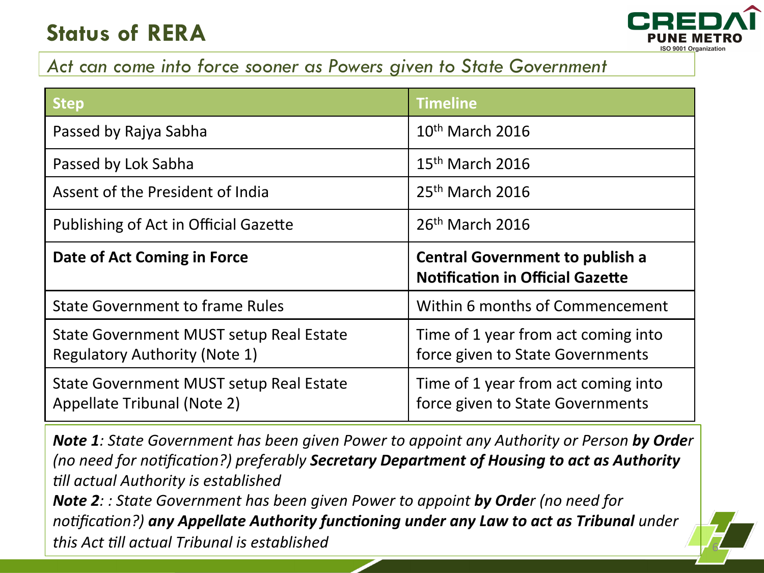# Status of RERA

*Act can come into force sooner as Powers given to State Government*

| Step | Timeline |
|---|---|
| Passed by Rajya Sabha | 10th March 2016 |
| Passed by Lok Sabha | 15th March 2016 |
| Assent of the President of India | 25th March 2016 |
| Publishing of Act in Official Gazette | 26th March 2016 |
| **Date of Act Coming in Force** | **Central Government to publish a Notification in Official Gazette** |
| State Government to frame Rules | Within 6 months of Commencement |
| State Government MUST setup Real Estate Regulatory Authority (Note 1) | Time of 1 year from act coming into force given to State Governments |
| State Government MUST setup Real Estate Appellate Tribunal (Note 2) | Time of 1 year from act coming into force given to State Governments |

***Note 1**: State Government has been given Power to appoint any Authority or Person **by Order** (no need for notification?) preferably **Secretary Department of Housing to act as Authority** till actual Authority is established*

***Note 2**: : State Government has been given Power to appoint **by Order** (no need for notification?) **any Appellate Authority functioning under any Law to act as Tribunal** under this Act till actual Tribunal is established*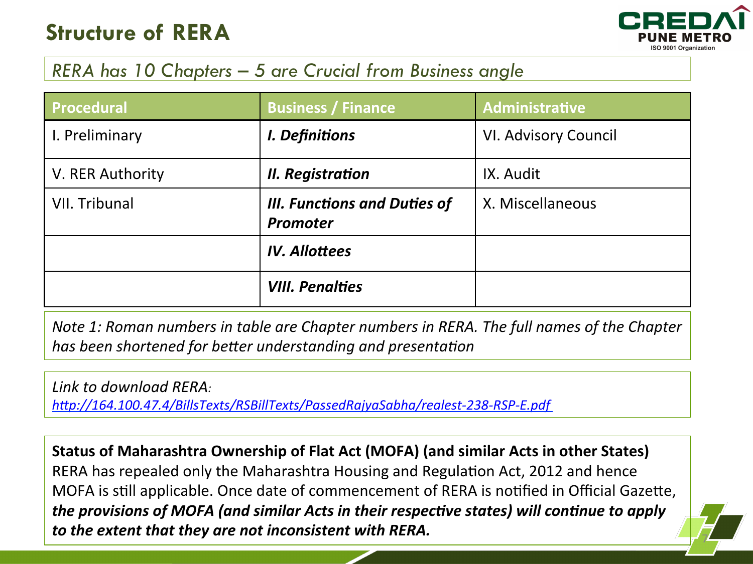# Structure of RERA

*RERA has 10 Chapters – 5 are Crucial from Business angle*

| Procedural | Business / Finance | Administrative |
|---|---|---|
| I. Preliminary | ***I. Definitions*** | VI. Advisory Council |
| V. RER Authority | ***II. Registration*** | IX. Audit |
| VII. Tribunal | ***III. Functions and Duties of Promoter*** | X. Miscellaneous |
| | ***IV. Allottees*** | |
| | ***VIII. Penalties*** | |

*Note 1: Roman numbers in table are Chapter numbers in RERA. The full names of the Chapter has been shortened for better understanding and presentation*

*Link to download RERA:*
*http://164.100.47.4/BillsTexts/RSBillTexts/PassedRajyaSabha/realest-238-RSP-E.pdf*

**Status of Maharashtra Ownership of Flat Act (MOFA) (and similar Acts in other States)**
RERA has repealed only the Maharashtra Housing and Regulation Act, 2012 and hence MOFA is still applicable. Once date of commencement of RERA is notified in Official Gazette, ***the provisions of MOFA (and similar Acts in their respective states) will continue to apply to the extent that they are not inconsistent with RERA.***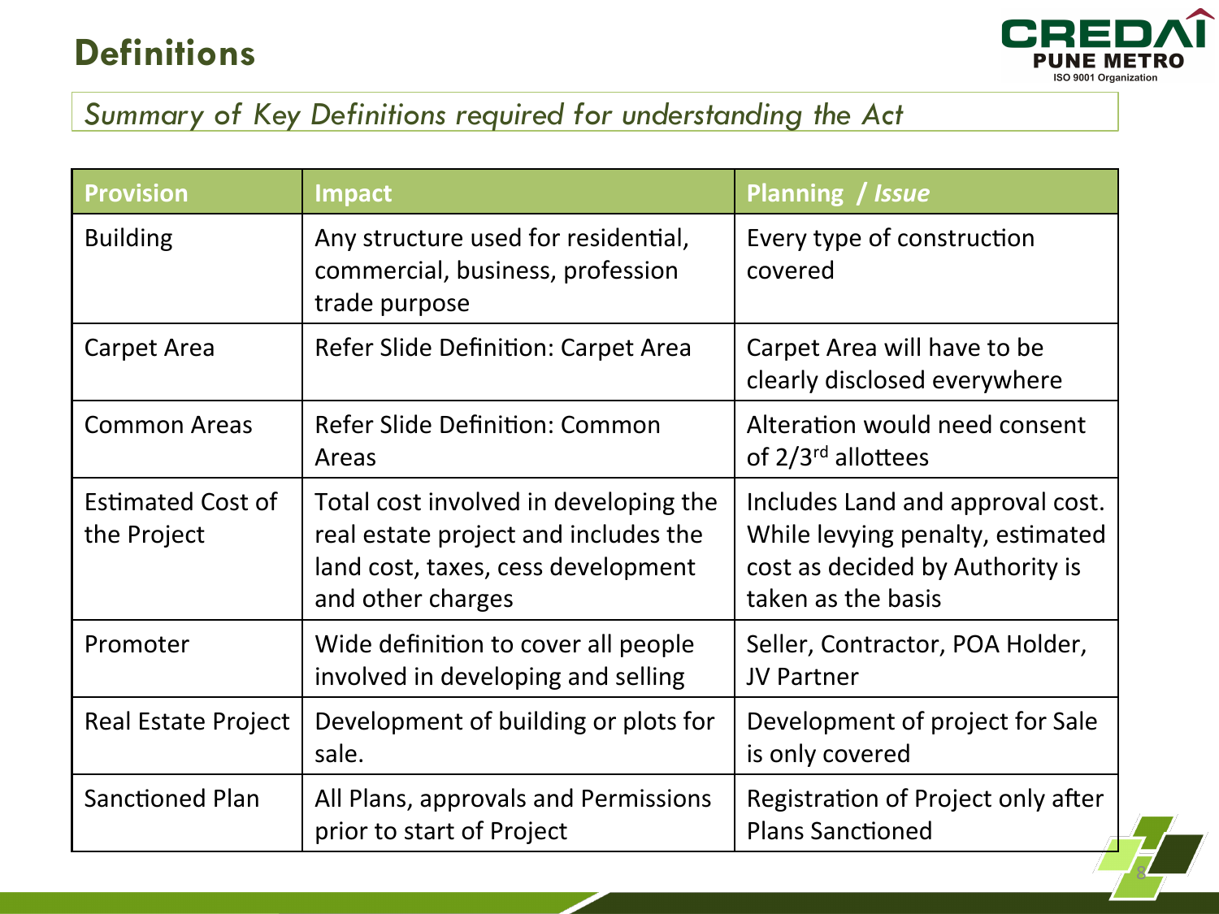# Definitions

*Summary of Key Definitions required for understanding the Act*

| Provision | Impact | Planning / *Issue* |
| --- | --- | --- |
| Building | Any structure used for residential, commercial, business, profession trade purpose | Every type of construction covered |
| Carpet Area | Refer Slide Definition: Carpet Area | Carpet Area will have to be clearly disclosed everywhere |
| Common Areas | Refer Slide Definition: Common Areas | Alteration would need consent of 2/3rd allottees |
| Estimated Cost of the Project | Total cost involved in developing the real estate project and includes the land cost, taxes, cess development and other charges | Includes Land and approval cost. While levying penalty, estimated cost as decided by Authority is taken as the basis |
| Promoter | Wide definition to cover all people involved in developing and selling | Seller, Contractor, POA Holder, JV Partner |
| Real Estate Project | Development of building or plots for sale. | Development of project for Sale is only covered |
| Sanctioned Plan | All Plans, approvals and Permissions prior to start of Project | Registration of Project only after Plans Sanctioned |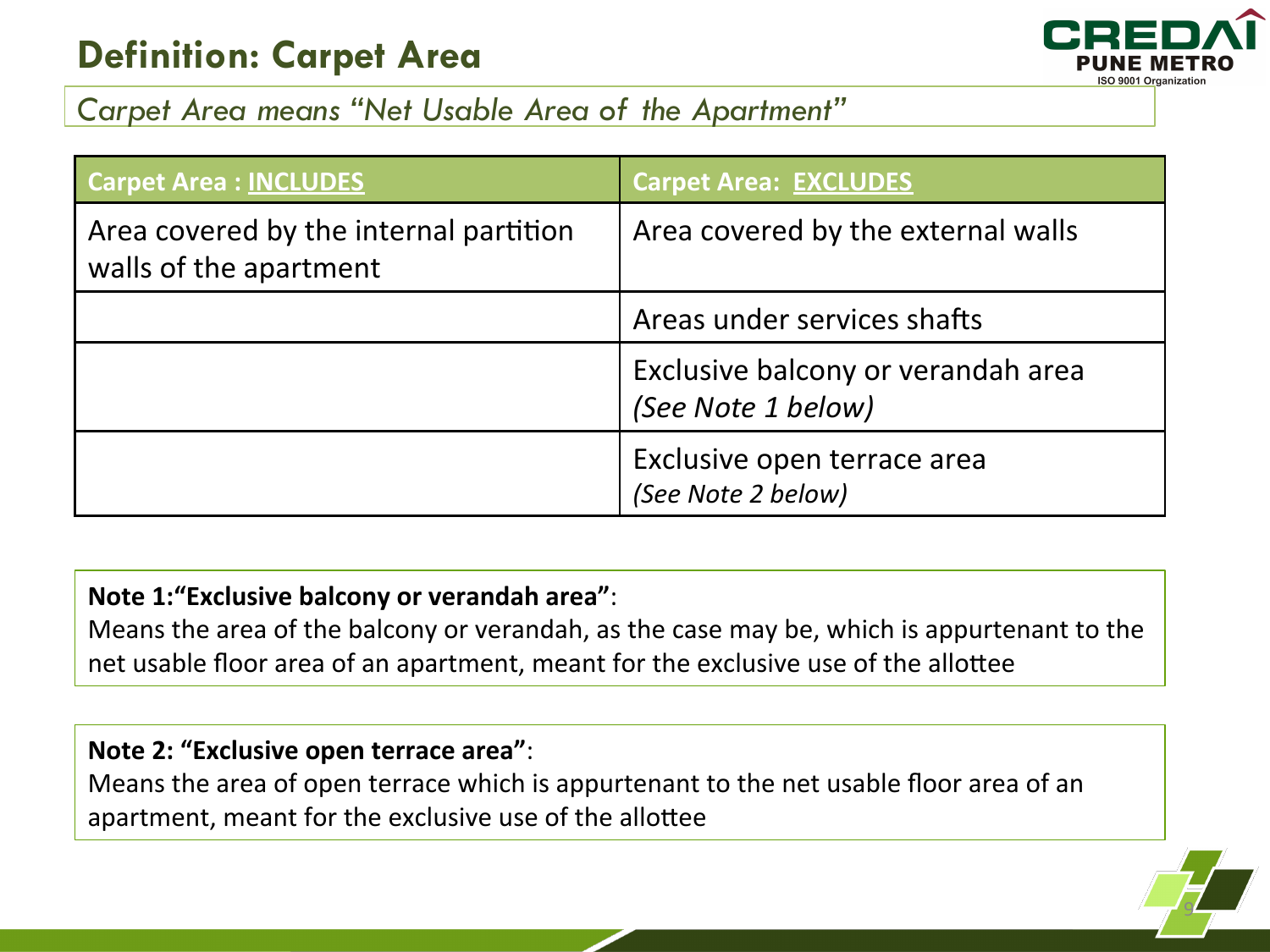# Definition: Carpet Area

*Carpet Area means "Net Usable Area of the Apartment"*

| Carpet Area : INCLUDES | Carpet Area: EXCLUDES |
|---|---|
| Area covered by the internal partition walls of the apartment | Area covered by the external walls |
| | Areas under services shafts |
| | Exclusive balcony or verandah area *(See Note 1 below)* |
| | Exclusive open terrace area *(See Note 2 below)* |

**Note 1:"Exclusive balcony or verandah area"**:
Means the area of the balcony or verandah, as the case may be, which is appurtenant to the net usable floor area of an apartment, meant for the exclusive use of the allottee

**Note 2: "Exclusive open terrace area"**:
Means the area of open terrace which is appurtenant to the net usable floor area of an apartment, meant for the exclusive use of the allottee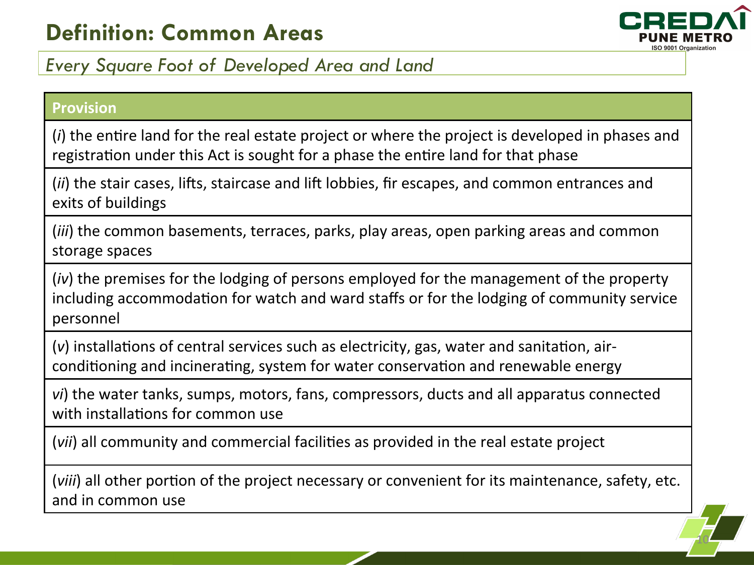# Definition: Common Areas

*Every Square Foot of Developed Area and Land*

| Provision |
| --- |
| (*i*) the entire land for the real estate project or where the project is developed in phases and registration under this Act is sought for a phase the entire land for that phase |
| (*ii*) the stair cases, lifts, staircase and lift lobbies, fir escapes, and common entrances and exits of buildings |
| (*iii*) the common basements, terraces, parks, play areas, open parking areas and common storage spaces |
| (*iv*) the premises for the lodging of persons employed for the management of the property including accommodation for watch and ward staffs or for the lodging of community service personnel |
| (*v*) installations of central services such as electricity, gas, water and sanitation, air-conditioning and incinerating, system for water conservation and renewable energy |
| *vi*) the water tanks, sumps, motors, fans, compressors, ducts and all apparatus connected with installations for common use |
| (*vii*) all community and commercial facilities as provided in the real estate project |
| (*viii*) all other portion of the project necessary or convenient for its maintenance, safety, etc. and in common use |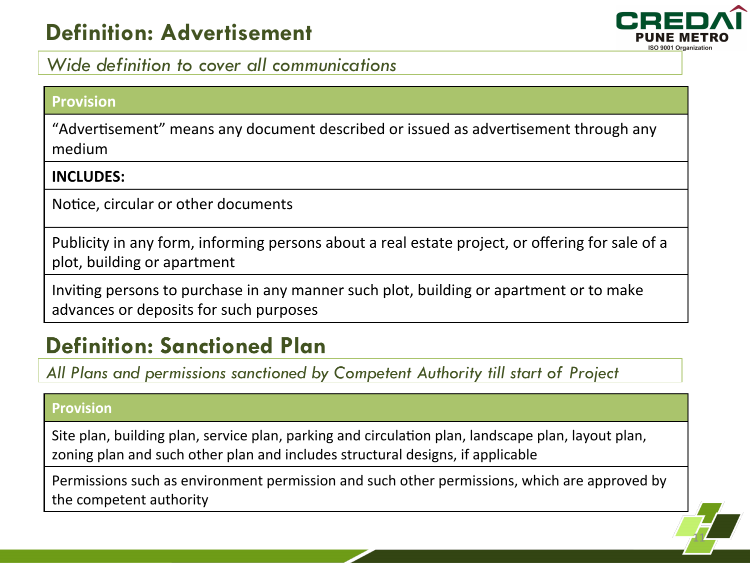## Definition: Advertisement

*Wide definition to cover all communications*

| Provision |
|---|
| "Advertisement" means any document described or issued as advertisement through any medium |
| **INCLUDES:** |
| Notice, circular or other documents |
| Publicity in any form, informing persons about a real estate project, or offering for sale of a plot, building or apartment |
| Inviting persons to purchase in any manner such plot, building or apartment or to make advances or deposits for such purposes |

## Definition: Sanctioned Plan

*All Plans and permissions sanctioned by Competent Authority till start of Project*

| Provision |
|---|
| Site plan, building plan, service plan, parking and circulation plan, landscape plan, layout plan, zoning plan and such other plan and includes structural designs, if applicable |
| Permissions such as environment permission and such other permissions, which are approved by the competent authority |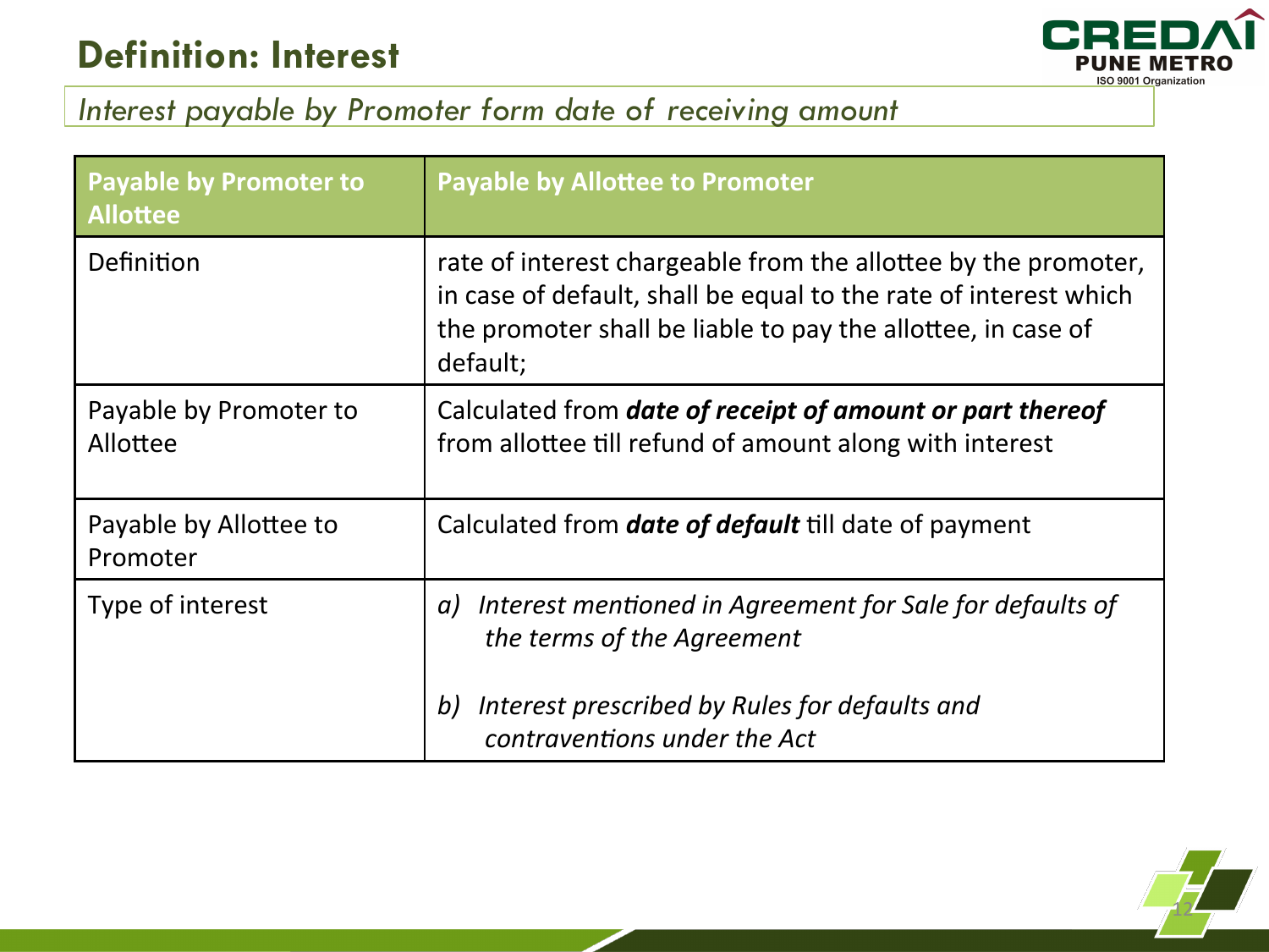# Definition: Interest

*Interest payable by Promoter form date of receiving amount*

| Payable by Promoter to Allottee | Payable by Allottee to Promoter |
|---|---|
| Definition | rate of interest chargeable from the allottee by the promoter, in case of default, shall be equal to the rate of interest which the promoter shall be liable to pay the allottee, in case of default; |
| Payable by Promoter to Allottee | Calculated from ***date of receipt of amount or part thereof*** from allottee till refund of amount along with interest |
| Payable by Allottee to Promoter | Calculated from ***date of default*** till date of payment |
| Type of interest | *a) Interest mentioned in Agreement for Sale for defaults of the terms of the Agreement*<br><br>*b) Interest prescribed by Rules for defaults and contraventions under the Act* |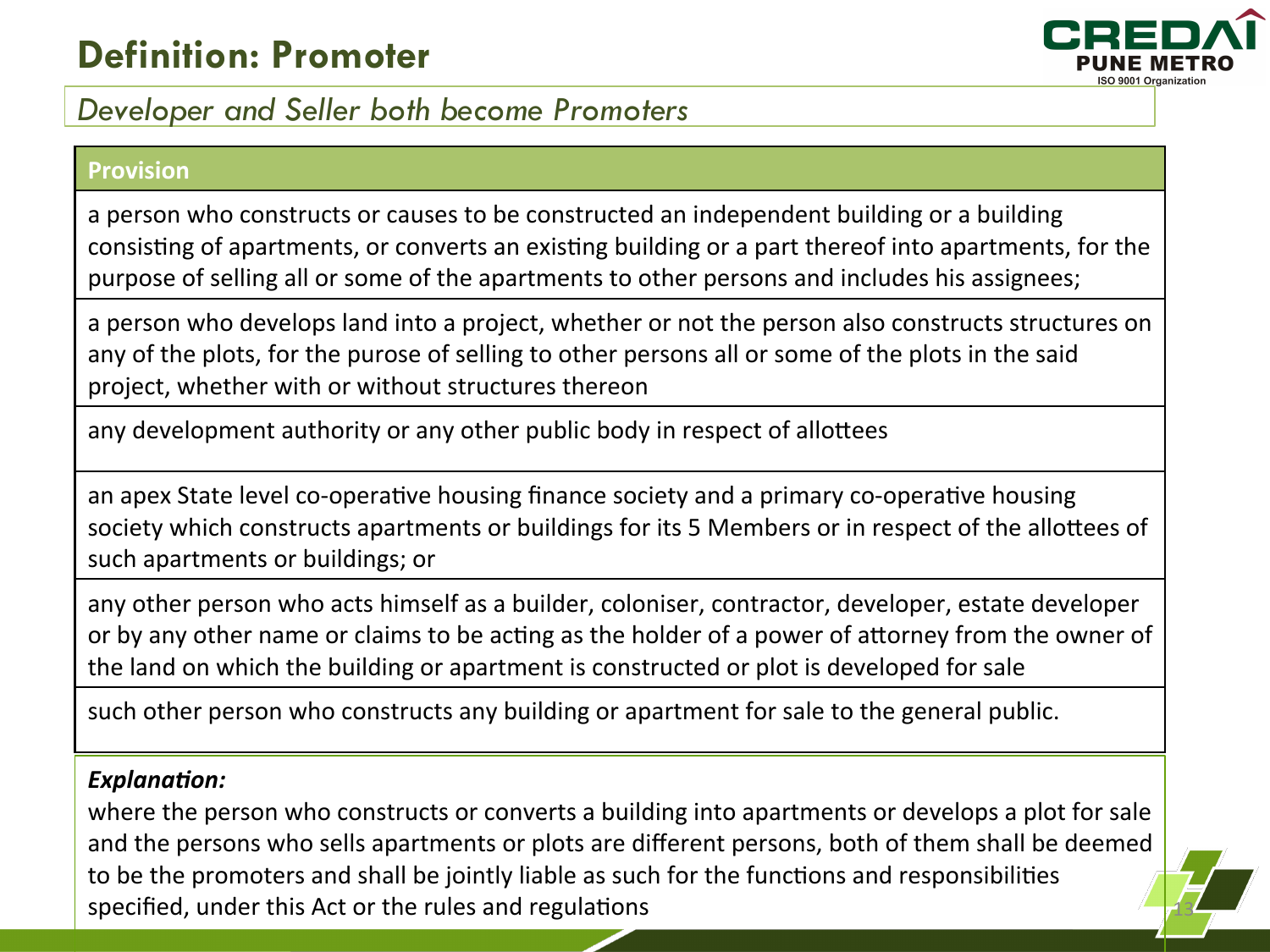# Definition: Promoter

*Developer and Seller both become Promoters*

| Provision |
| --- |
| a person who constructs or causes to be constructed an independent building or a building consisting of apartments, or converts an existing building or a part thereof into apartments, for the purpose of selling all or some of the apartments to other persons and includes his assignees; |
| a person who develops land into a project, whether or not the person also constructs structures on any of the plots, for the purose of selling to other persons all or some of the plots in the said project, whether with or without structures thereon |
| any development authority or any other public body in respect of allottees |
| an apex State level co-operative housing finance society and a primary co-operative housing society which constructs apartments or buildings for its 5 Members or in respect of the allottees of such apartments or buildings; or |
| any other person who acts himself as a builder, coloniser, contractor, developer, estate developer or by any other name or claims to be acting as the holder of a power of attorney from the owner of the land on which the building or apartment is constructed or plot is developed for sale |
| such other person who constructs any building or apartment for sale to the general public. |

***Explanation:***
where the person who constructs or converts a building into apartments or develops a plot for sale and the persons who sells apartments or plots are different persons, both of them shall be deemed to be the promoters and shall be jointly liable as such for the functions and responsibilities specified, under this Act or the rules and regulations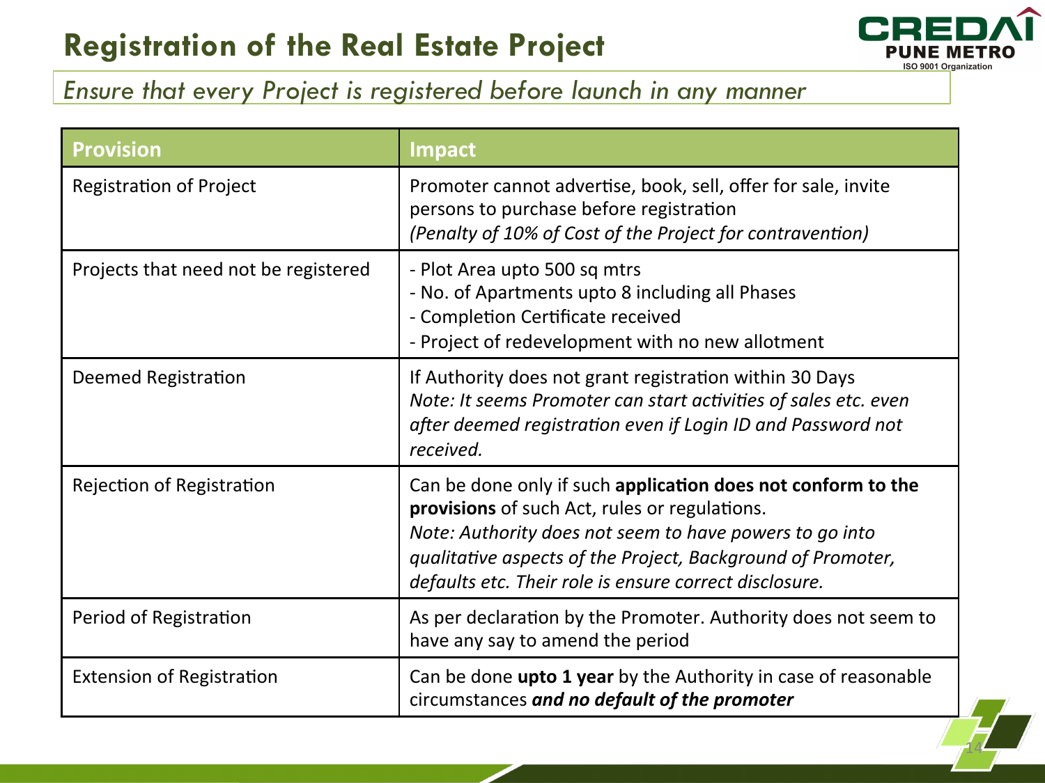# Registration of the Real Estate Project

*Ensure that every Project is registered before launch in any manner*

| Provision | Impact |
|---|---|
| Registration of Project | Promoter cannot advertise, book, sell, offer for sale, invite persons to purchase before registration<br>*(Penalty of 10% of Cost of the Project for contravention)* |
| Projects that need not be registered | - Plot Area upto 500 sq mtrs<br>- No. of Apartments upto 8 including all Phases<br>- Completion Certificate received<br>- Project of redevelopment with no new allotment |
| Deemed Registration | If Authority does not grant registration within 30 Days<br>*Note: It seems Promoter can start activities of sales etc. even after deemed registration even if Login ID and Password not received.* |
| Rejection of Registration | Can be done only if such **application does not conform to the provisions** of such Act, rules or regulations.<br>*Note: Authority does not seem to have powers to go into qualitative aspects of the Project, Background of Promoter, defaults etc. Their role is ensure correct disclosure.* |
| Period of Registration | As per declaration by the Promoter. Authority does not seem to have any say to amend the period |
| Extension of Registration | Can be done **upto 1 year** by the Authority in case of reasonable circumstances ***and no default of the promoter*** |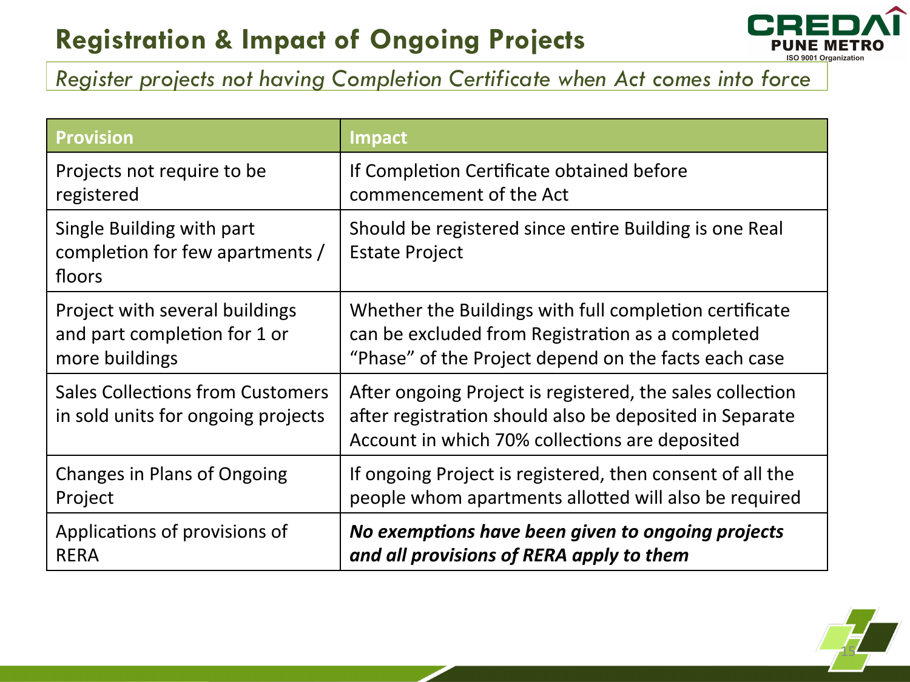# Registration & Impact of Ongoing Projects

*Register projects not having Completion Certificate when Act comes into force*

| Provision | Impact |
|---|---|
| Projects not require to be registered | If Completion Certificate obtained before commencement of the Act |
| Single Building with part completion for few apartments / floors | Should be registered since entire Building is one Real Estate Project |
| Project with several buildings and part completion for 1 or more buildings | Whether the Buildings with full completion certificate can be excluded from Registration as a completed "Phase" of the Project depend on the facts each case |
| Sales Collections from Customers in sold units for ongoing projects | After ongoing Project is registered, the sales collection after registration should also be deposited in Separate Account in which 70% collections are deposited |
| Changes in Plans of Ongoing Project | If ongoing Project is registered, then consent of all the people whom apartments allotted will also be required |
| Applications of provisions of RERA | ***No exemptions have been given to ongoing projects and all provisions of RERA apply to them*** |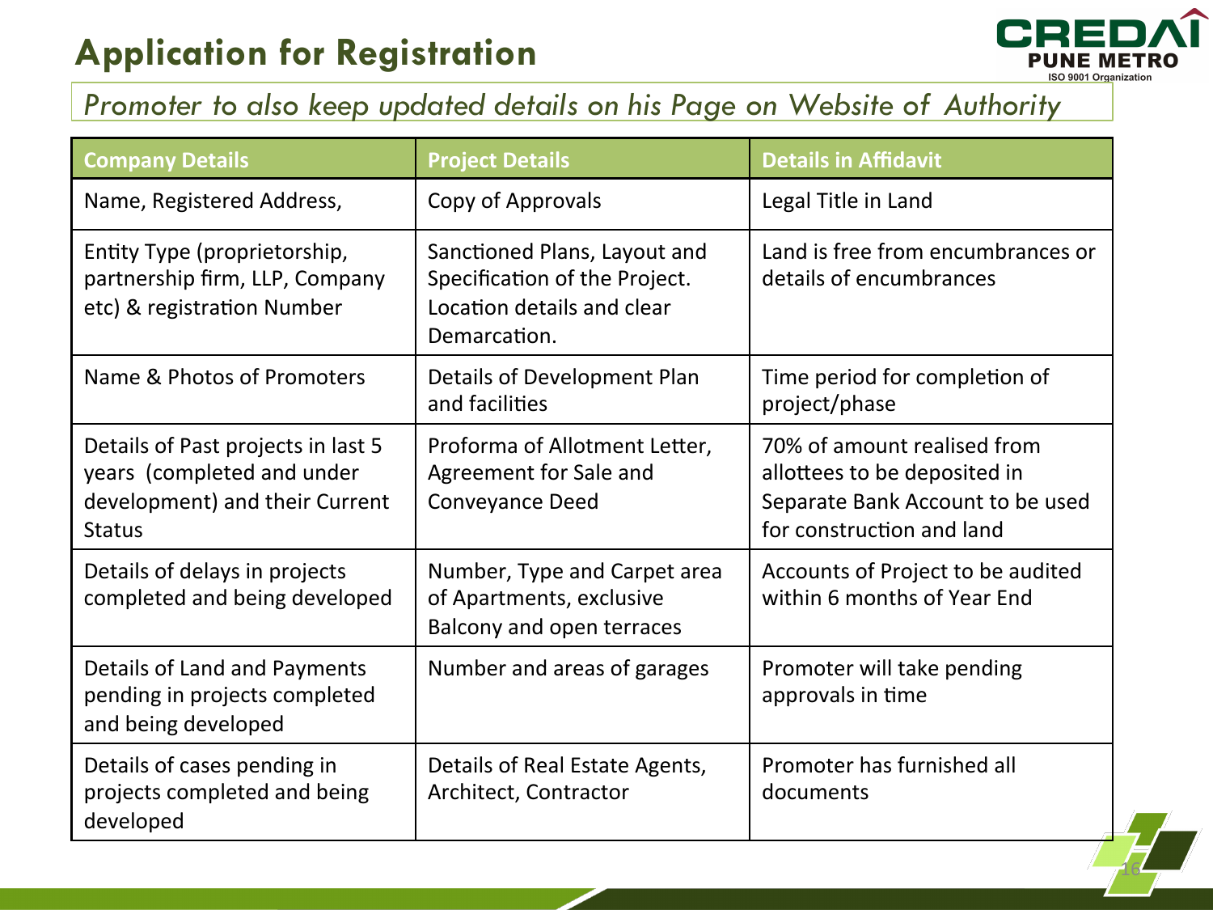# Application for Registration

*Promoter to also keep updated details on his Page on Website of Authority*

| Company Details | Project Details | Details in Affidavit |
|---|---|---|
| Name, Registered Address, | Copy of Approvals | Legal Title in Land |
| Entity Type (proprietorship, partnership firm, LLP, Company etc) & registration Number | Sanctioned Plans, Layout and Specification of the Project. Location details and clear Demarcation. | Land is free from encumbrances or details of encumbrances |
| Name & Photos of Promoters | Details of Development Plan and facilities | Time period for completion of project/phase |
| Details of Past projects in last 5 years (completed and under development) and their Current Status | Proforma of Allotment Letter, Agreement for Sale and Conveyance Deed | 70% of amount realised from allottees to be deposited in Separate Bank Account to be used for construction and land |
| Details of delays in projects completed and being developed | Number, Type and Carpet area of Apartments, exclusive Balcony and open terraces | Accounts of Project to be audited within 6 months of Year End |
| Details of Land and Payments pending in projects completed and being developed | Number and areas of garages | Promoter will take pending approvals in time |
| Details of cases pending in projects completed and being developed | Details of Real Estate Agents, Architect, Contractor | Promoter has furnished all documents |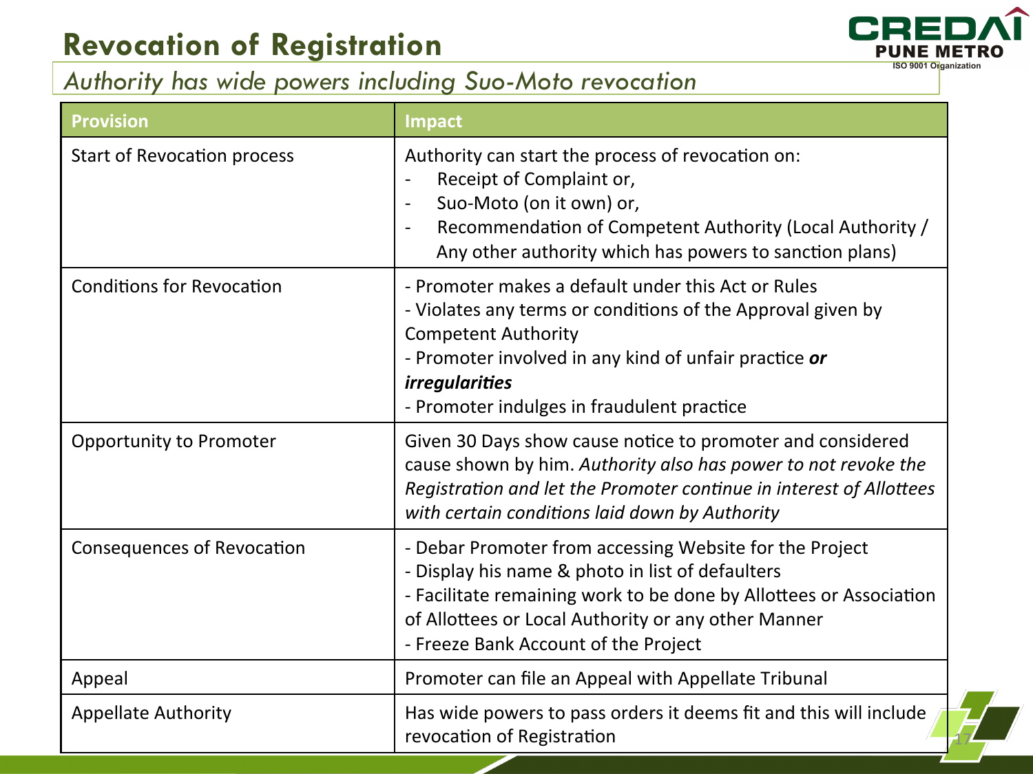# Revocation of Registration

*Authority has wide powers including Suo-Moto revocation*

| Provision | Impact |
|---|---|
| Start of Revocation process | Authority can start the process of revocation on:<br>- Receipt of Complaint or,<br>- Suo-Moto (on it own) or,<br>- Recommendation of Competent Authority (Local Authority / Any other authority which has powers to sanction plans) |
| Conditions for Revocation | - Promoter makes a default under this Act or Rules<br>- Violates any terms or conditions of the Approval given by Competent Authority<br>- Promoter involved in any kind of unfair practice ***or irregularities***<br>- Promoter indulges in fraudulent practice |
| Opportunity to Promoter | Given 30 Days show cause notice to promoter and considered cause shown by him. *Authority also has power to not revoke the Registration and let the Promoter continue in interest of Allottees with certain conditions laid down by Authority* |
| Consequences of Revocation | - Debar Promoter from accessing Website for the Project<br>- Display his name & photo in list of defaulters<br>- Facilitate remaining work to be done by Allottees or Association of Allottees or Local Authority or any other Manner<br>- Freeze Bank Account of the Project |
| Appeal | Promoter can file an Appeal with Appellate Tribunal |
| Appellate Authority | Has wide powers to pass orders it deems fit and this will include revocation of Registration |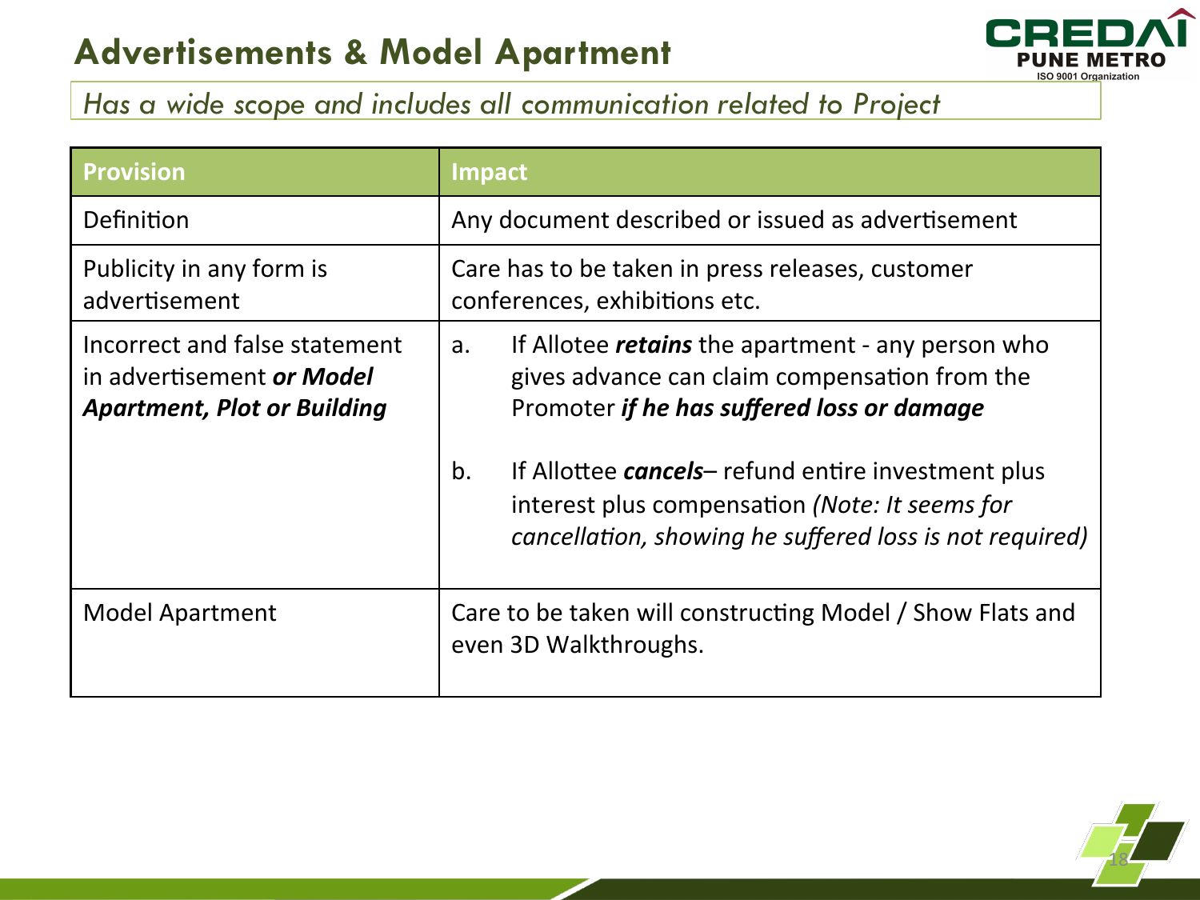## Advertisements & Model Apartment

*Has a wide scope and includes all communication related to Project*

| Provision | Impact |
|---|---|
| Definition | Any document described or issued as advertisement |
| Publicity in any form is advertisement | Care has to be taken in press releases, customer conferences, exhibitions etc. |
| Incorrect and false statement in advertisement ***or Model Apartment, Plot or Building*** | a. If Allotee ***retains*** the apartment - any person who gives advance can claim compensation from the Promoter ***if he has suffered loss or damage***<br><br>b. If Allottee ***cancels***– refund entire investment plus interest plus compensation *(Note: It seems for cancellation, showing he suffered loss is not required)* |
| Model Apartment | Care to be taken will constructing Model / Show Flats and even 3D Walkthroughs. |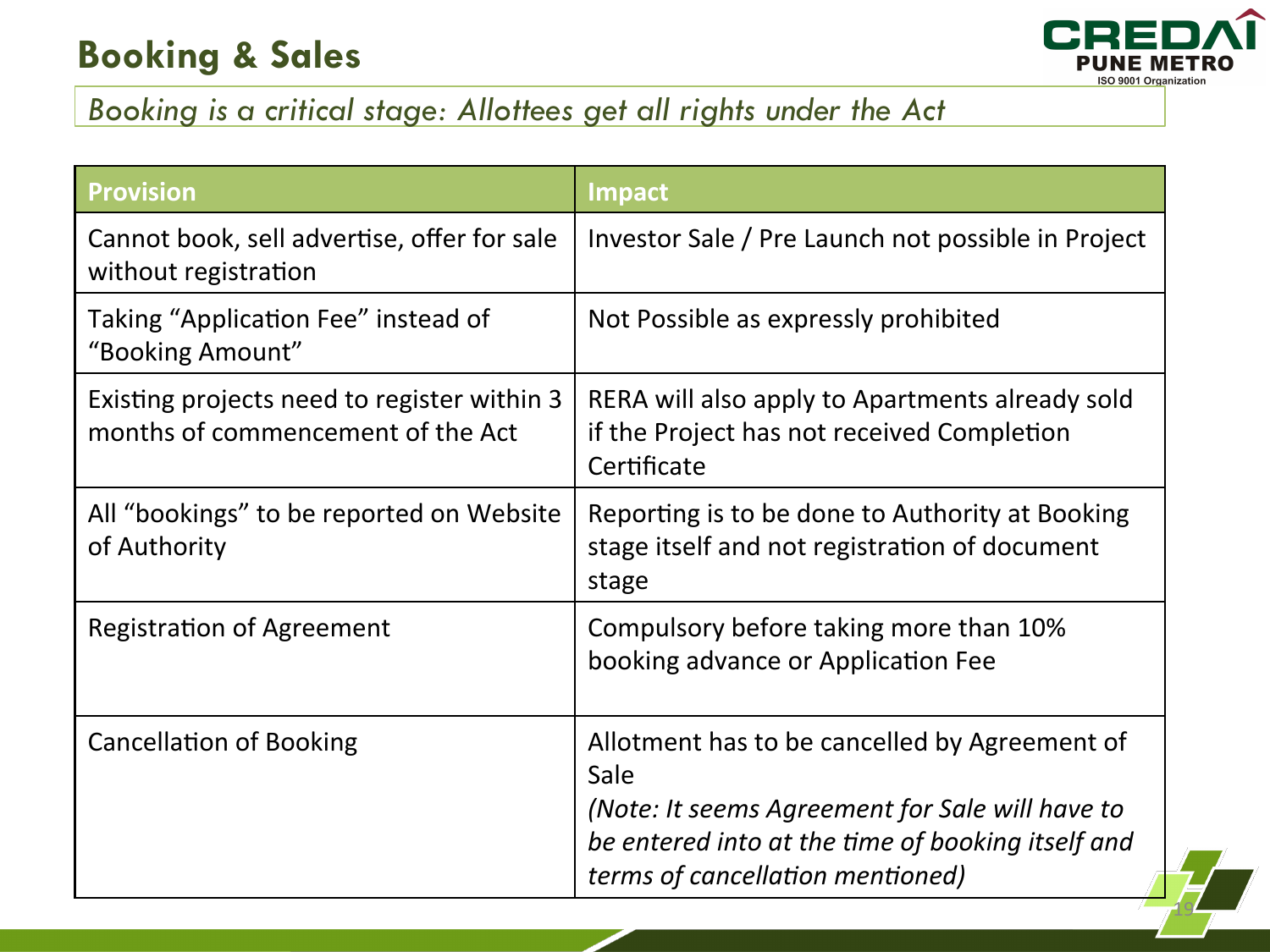## Booking & Sales

*Booking is a critical stage: Allottees get all rights under the Act*

| Provision | Impact |
|---|---|
| Cannot book, sell advertise, offer for sale without registration | Investor Sale / Pre Launch not possible in Project |
| Taking "Application Fee" instead of "Booking Amount" | Not Possible as expressly prohibited |
| Existing projects need to register within 3 months of commencement of the Act | RERA will also apply to Apartments already sold if the Project has not received Completion Certificate |
| All "bookings" to be reported on Website of Authority | Reporting is to be done to Authority at Booking stage itself and not registration of document stage |
| Registration of Agreement | Compulsory before taking more than 10% booking advance or Application Fee |
| Cancellation of Booking | Allotment has to be cancelled by Agreement of Sale *(Note: It seems Agreement for Sale will have to be entered into at the time of booking itself and terms of cancellation mentioned)* |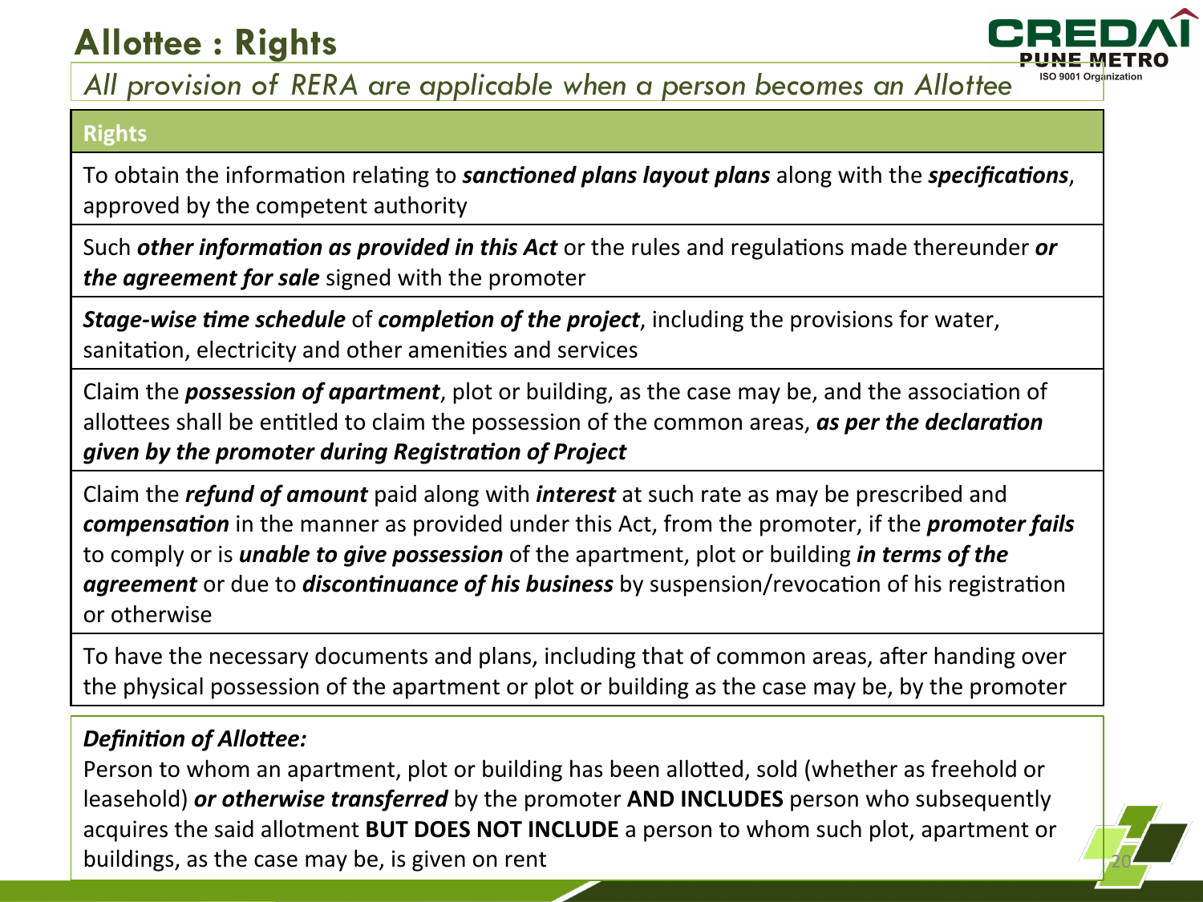# Allottee : Rights

*All provision of RERA are applicable when a person becomes an Allottee*

| Rights |
|---|
| To obtain the information relating to ***sanctioned plans layout plans*** along with the ***specifications***, approved by the competent authority |
| Such ***other information as provided in this Act*** or the rules and regulations made thereunder ***or the agreement for sale*** signed with the promoter |
| ***Stage-wise time schedule*** of ***completion of the project***, including the provisions for water, sanitation, electricity and other amenities and services |
| Claim the ***possession of apartment***, plot or building, as the case may be, and the association of allottees shall be entitled to claim the possession of the common areas, ***as per the declaration given by the promoter during Registration of Project*** |
| Claim the ***refund of amount*** paid along with ***interest*** at such rate as may be prescribed and ***compensation*** in the manner as provided under this Act, from the promoter, if the ***promoter fails*** to comply or is ***unable to give possession*** of the apartment, plot or building ***in terms of the agreement*** or due to ***discontinuance of his business*** by suspension/revocation of his registration or otherwise |
| To have the necessary documents and plans, including that of common areas, after handing over the physical possession of the apartment or plot or building as the case may be, by the promoter |

***Definition of Allottee:***

Person to whom an apartment, plot or building has been allotted, sold (whether as freehold or leasehold) ***or otherwise transferred*** by the promoter **AND INCLUDES** person who subsequently acquires the said allotment **BUT DOES NOT INCLUDE** a person to whom such plot, apartment or buildings, as the case may be, is given on rent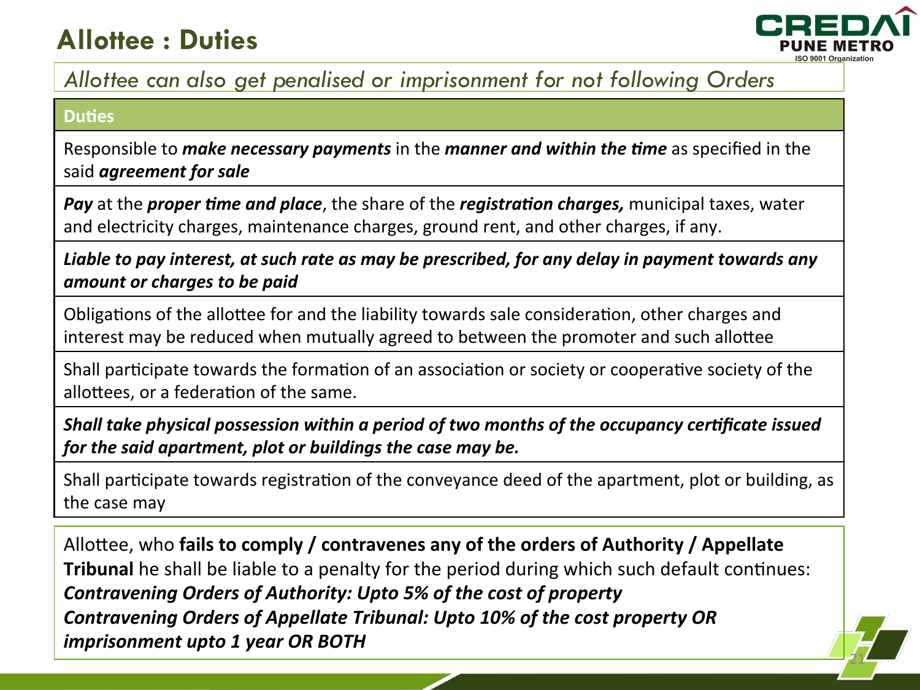# Allottee : Duties

*Allottee can also get penalised or imprisonment for not following Orders*

| Duties |
| --- |
| Responsible to ***make necessary payments*** in the ***manner and within the time*** as specified in the said ***agreement for sale*** |
| ***Pay*** at the ***proper time and place***, the share of the ***registration charges,*** municipal taxes, water and electricity charges, maintenance charges, ground rent, and other charges, if any. |
| ***Liable to pay interest, at such rate as may be prescribed, for any delay in payment towards any amount or charges to be paid*** |
| Obligations of the allottee for and the liability towards sale consideration, other charges and interest may be reduced when mutually agreed to between the promoter and such allottee |
| Shall participate towards the formation of an association or society or cooperative society of the allottees, or a federation of the same. |
| ***Shall take physical possession within a period of two months of the occupancy certificate issued for the said apartment, plot or buildings the case may be.*** |
| Shall participate towards registration of the conveyance deed of the apartment, plot or building, as the case may |

Allottee, who **fails to comply / contravenes any of the orders of Authority / Appellate Tribunal** he shall be liable to a penalty for the period during which such default continues:
***Contravening Orders of Authority: Upto 5% of the cost of property***
***Contravening Orders of Appellate Tribunal: Upto 10% of the cost property OR imprisonment upto 1 year OR BOTH***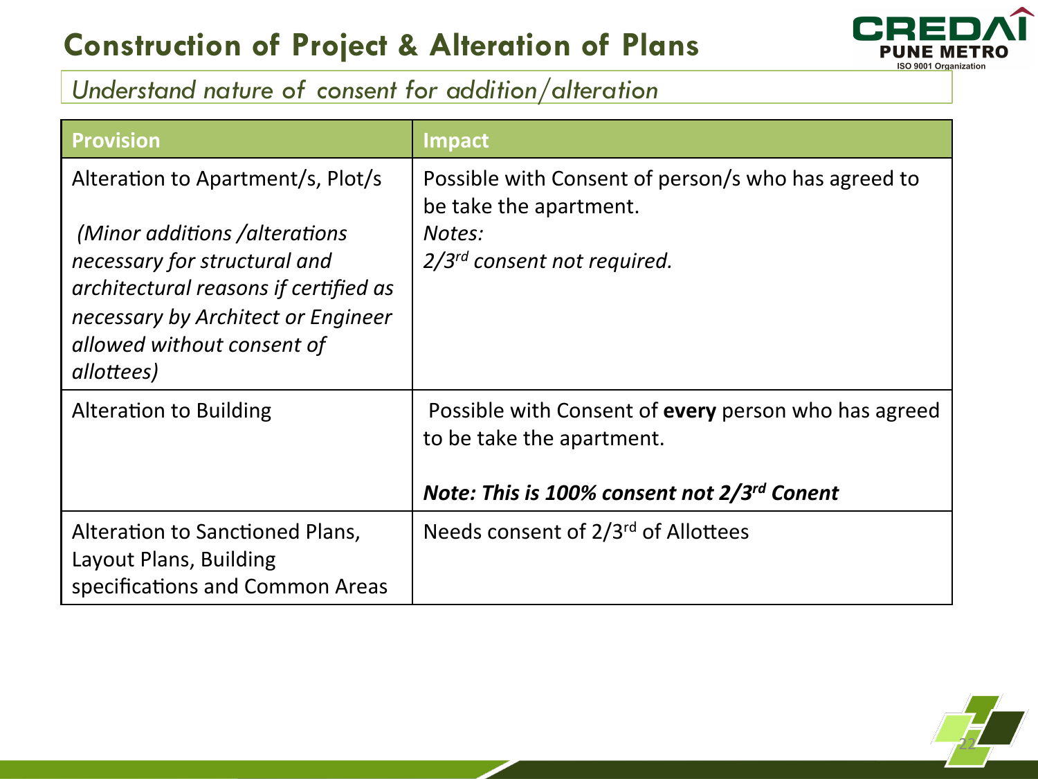# Construction of Project & Alteration of Plans

*Understand nature of consent for addition/alteration*

| Provision | Impact |
| --- | --- |
| Alteration to Apartment/s, Plot/s<br><br>*(Minor additions /alterations necessary for structural and architectural reasons if certified as necessary by Architect or Engineer allowed without consent of allottees)* | Possible with Consent of person/s who has agreed to be take the apartment.<br>*Notes:*<br>*2/3rd consent not required.* |
| Alteration to Building | Possible with Consent of **every** person who has agreed to be take the apartment.<br><br>***Note: This is 100% consent not 2/3rd Conent*** |
| Alteration to Sanctioned Plans, Layout Plans, Building specifications and Common Areas | Needs consent of 2/3rd of Allottees |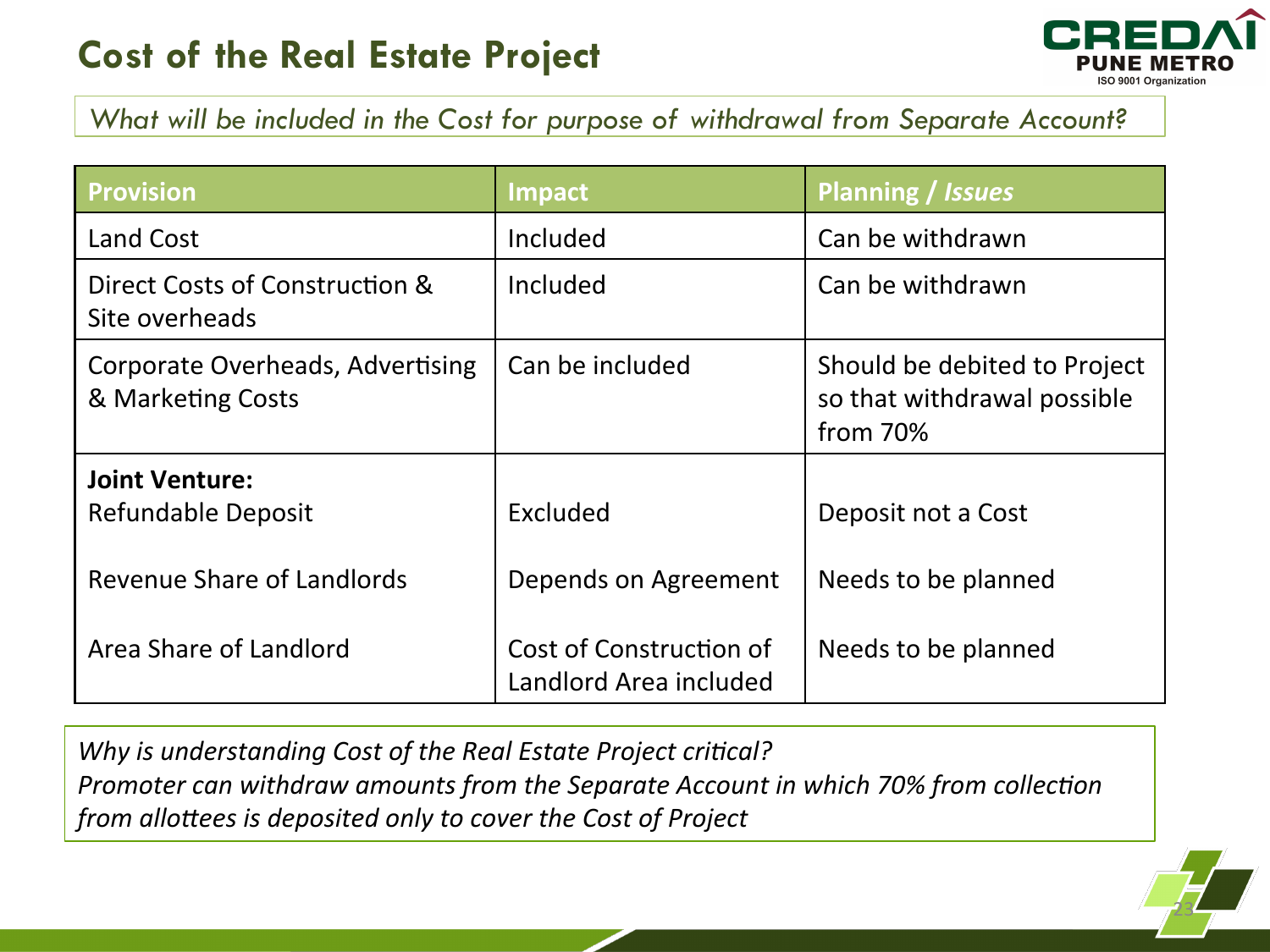# Cost of the Real Estate Project

*What will be included in the Cost for purpose of withdrawal from Separate Account?*

| Provision | Impact | Planning / *Issues* |
|---|---|---|
| Land Cost | Included | Can be withdrawn |
| Direct Costs of Construction & Site overheads | Included | Can be withdrawn |
| Corporate Overheads, Advertising & Marketing Costs | Can be included | Should be debited to Project so that withdrawal possible from 70% |
| **Joint Venture:** | | |
| Refundable Deposit | Excluded | Deposit not a Cost |
| Revenue Share of Landlords | Depends on Agreement | Needs to be planned |
| Area Share of Landlord | Cost of Construction of Landlord Area included | Needs to be planned |

*Why is understanding Cost of the Real Estate Project critical?*
*Promoter can withdraw amounts from the Separate Account in which 70% from collection from allottees is deposited only to cover the Cost of Project*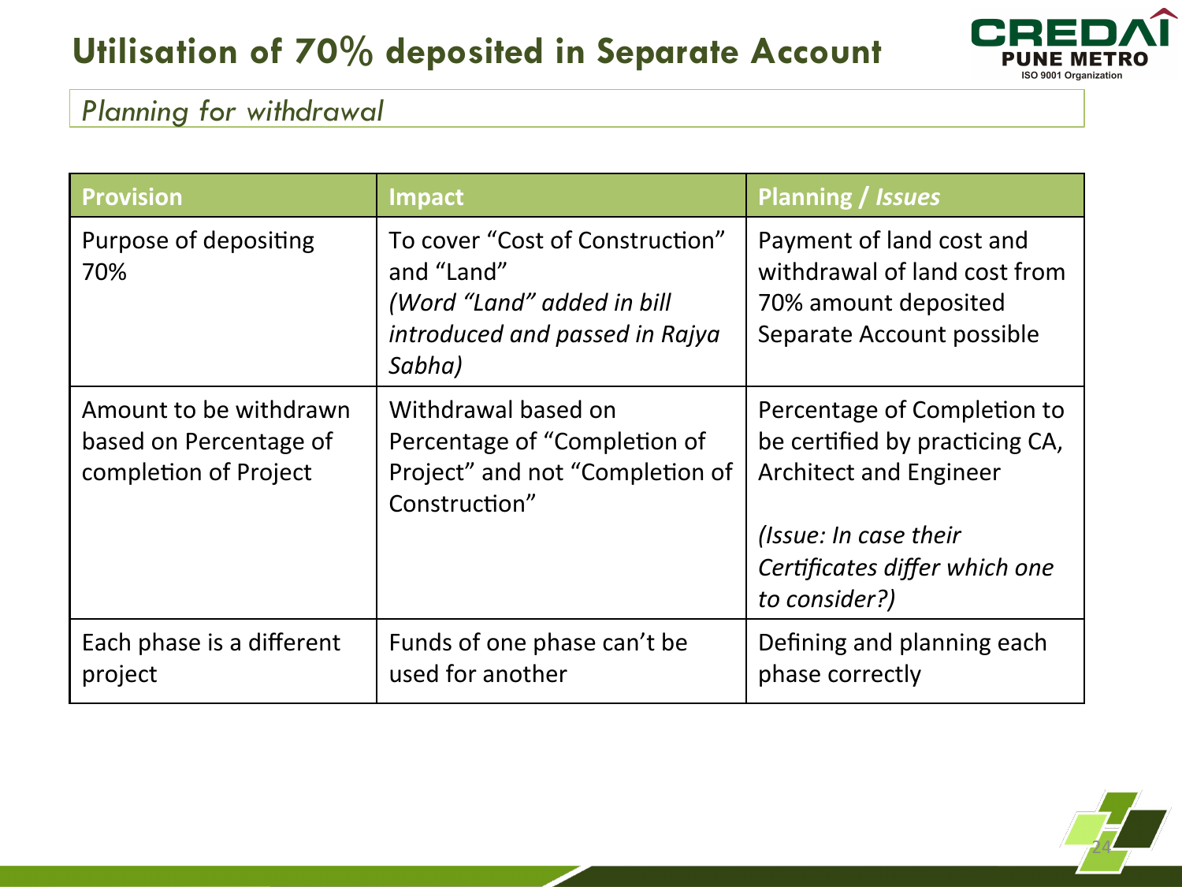# Utilisation of 70% deposited in Separate Account

*Planning for withdrawal*

| Provision | Impact | Planning / *Issues* |
| --- | --- | --- |
| Purpose of depositing 70% | To cover "Cost of Construction" and "Land" *(Word "Land" added in bill introduced and passed in Rajya Sabha)* | Payment of land cost and withdrawal of land cost from 70% amount deposited Separate Account possible |
| Amount to be withdrawn based on Percentage of completion of Project | Withdrawal based on Percentage of "Completion of Project" and not "Completion of Construction" | Percentage of Completion to be certified by practicing CA, Architect and Engineer *(Issue: In case their Certificates differ which one to consider?)* |
| Each phase is a different project | Funds of one phase can't be used for another | Defining and planning each phase correctly |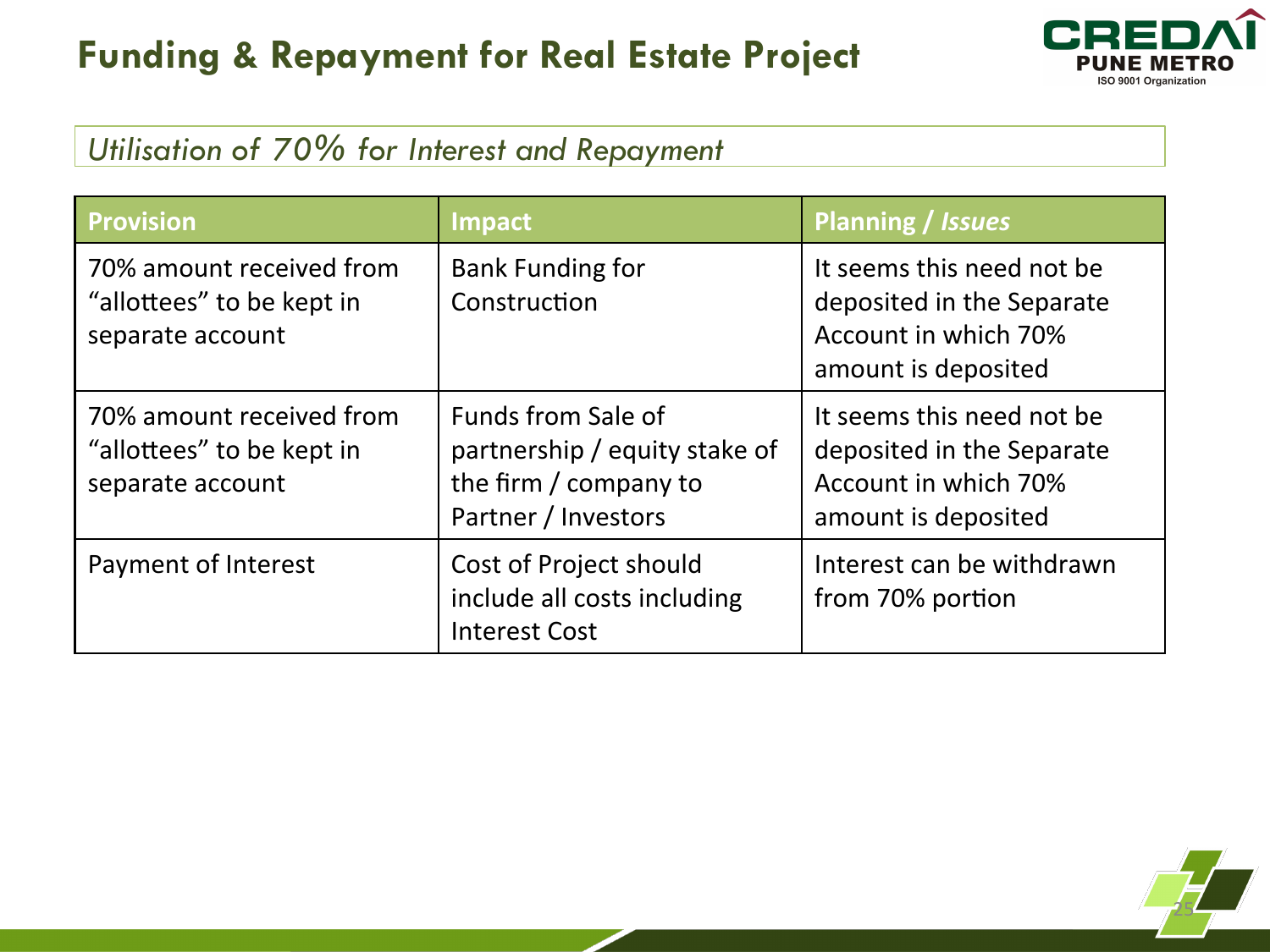# Funding & Repayment for Real Estate Project

*Utilisation of 70% for Interest and Repayment*

| Provision | Impact | Planning / ***Issues*** |
| --- | --- | --- |
| 70% amount received from "allottees" to be kept in separate account | Bank Funding for Construction | It seems this need not be deposited in the Separate Account in which 70% amount is deposited |
| 70% amount received from "allottees" to be kept in separate account | Funds from Sale of partnership / equity stake of the firm / company to Partner / Investors | It seems this need not be deposited in the Separate Account in which 70% amount is deposited |
| Payment of Interest | Cost of Project should include all costs including Interest Cost | Interest can be withdrawn from 70% portion |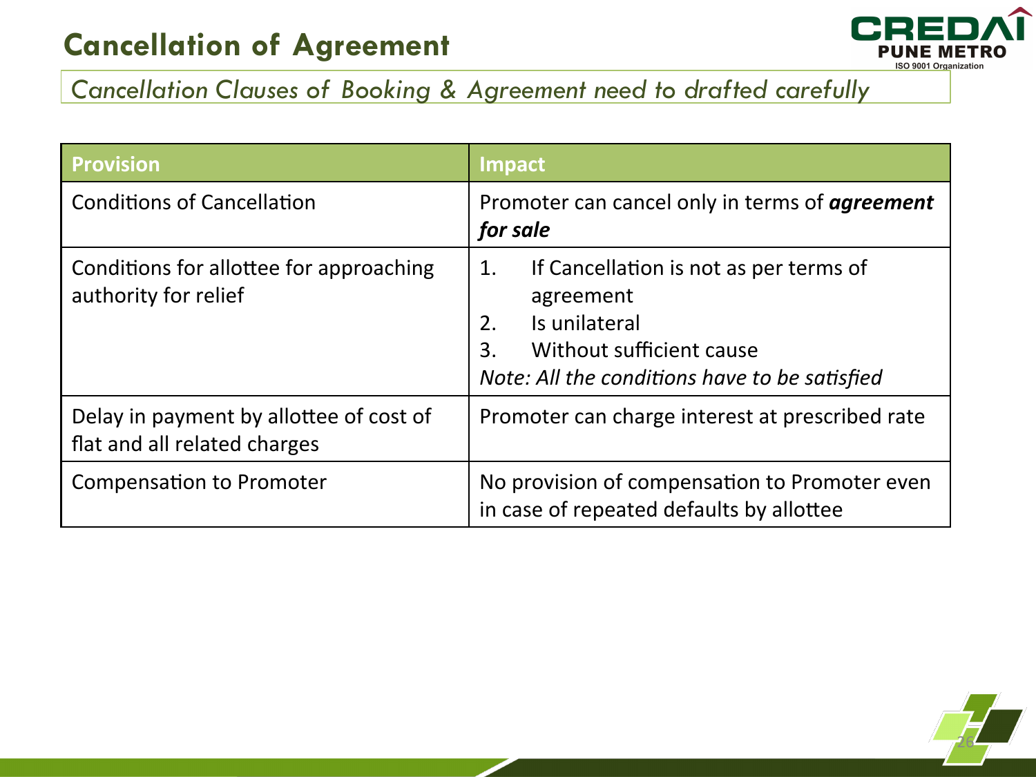# Cancellation of Agreement

*Cancellation Clauses of Booking & Agreement need to drafted carefully*

| Provision | Impact |
|---|---|
| Conditions of Cancellation | Promoter can cancel only in terms of ***agreement for sale*** |
| Conditions for allottee for approaching authority for relief | 1. If Cancellation is not as per terms of agreement<br>2. Is unilateral<br>3. Without sufficient cause<br>*Note: All the conditions have to be satisfied* |
| Delay in payment by allottee of cost of flat and all related charges | Promoter can charge interest at prescribed rate |
| Compensation to Promoter | No provision of compensation to Promoter even in case of repeated defaults by allottee |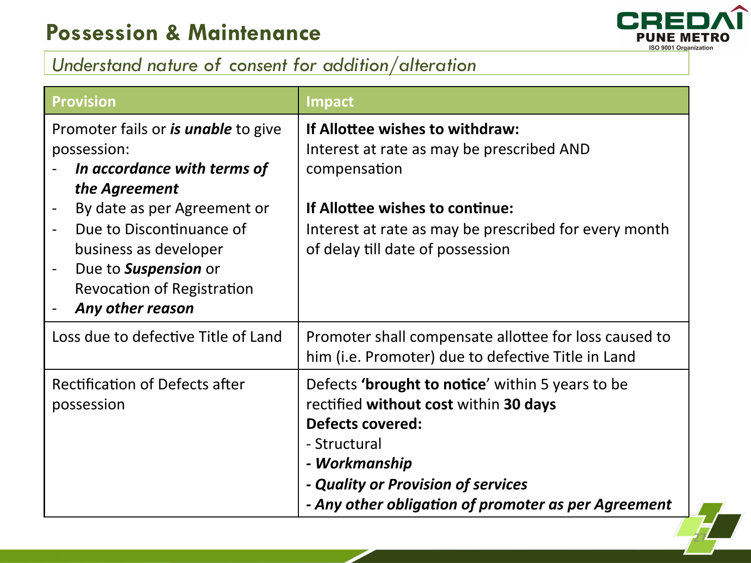# Possession & Maintenance

*Understand nature of consent for addition/alteration*

| Provision | Impact |
|---|---|
| Promoter fails or ***is unable*** to give possession:<br>- ***In accordance with terms of the Agreement***<br>- By date as per Agreement or<br>- Due to Discontinuance of business as developer<br>- Due to ***Suspension*** or Revocation of Registration<br>- ***Any other reason*** | **If Allottee wishes to withdraw:**<br>Interest at rate as may be prescribed AND compensation<br><br>**If Allottee wishes to continue:**<br>Interest at rate as may be prescribed for every month of delay till date of possession |
| Loss due to defective Title of Land | Promoter shall compensate allottee for loss caused to him (i.e. Promoter) due to defective Title in Land |
| Rectification of Defects after possession | Defects **'brought to notice'** within 5 years to be rectified **without cost** within **30 days**<br>**Defects covered:**<br>- Structural<br>***- Workmanship***<br>***- Quality or Provision of services***<br>***- Any other obligation of promoter as per Agreement*** |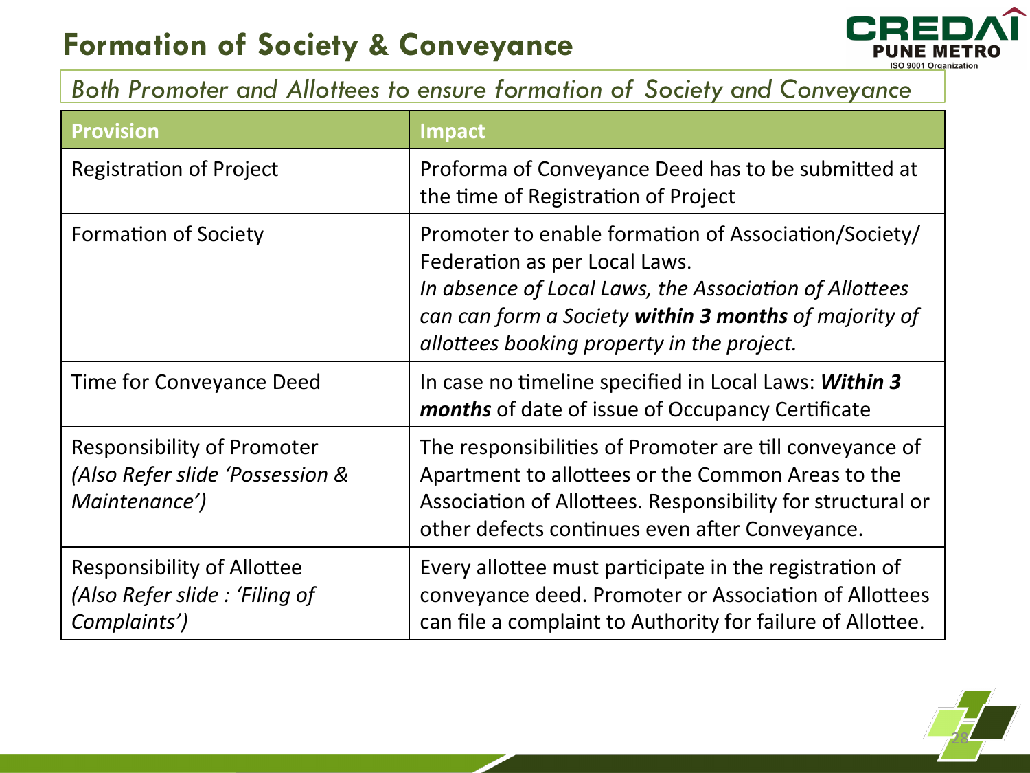# Formation of Society & Conveyance

*Both Promoter and Allottees to ensure formation of Society and Conveyance*

| Provision | Impact |
|---|---|
| Registration of Project | Proforma of Conveyance Deed has to be submitted at the time of Registration of Project |
| Formation of Society | Promoter to enable formation of Association/Society/ Federation as per Local Laws. *In absence of Local Laws, the Association of Allottees can can form a Society* ***within 3 months*** *of majority of allottees booking property in the project.* |
| Time for Conveyance Deed | In case no timeline specified in Local Laws: ***Within 3 months*** of date of issue of Occupancy Certificate |
| Responsibility of Promoter *(Also Refer slide 'Possession & Maintenance')* | The responsibilities of Promoter are till conveyance of Apartment to allottees or the Common Areas to the Association of Allottees. Responsibility for structural or other defects continues even after Conveyance. |
| Responsibility of Allottee *(Also Refer slide : 'Filing of Complaints')* | Every allottee must participate in the registration of conveyance deed. Promoter or Association of Allottees can file a complaint to Authority for failure of Allottee. |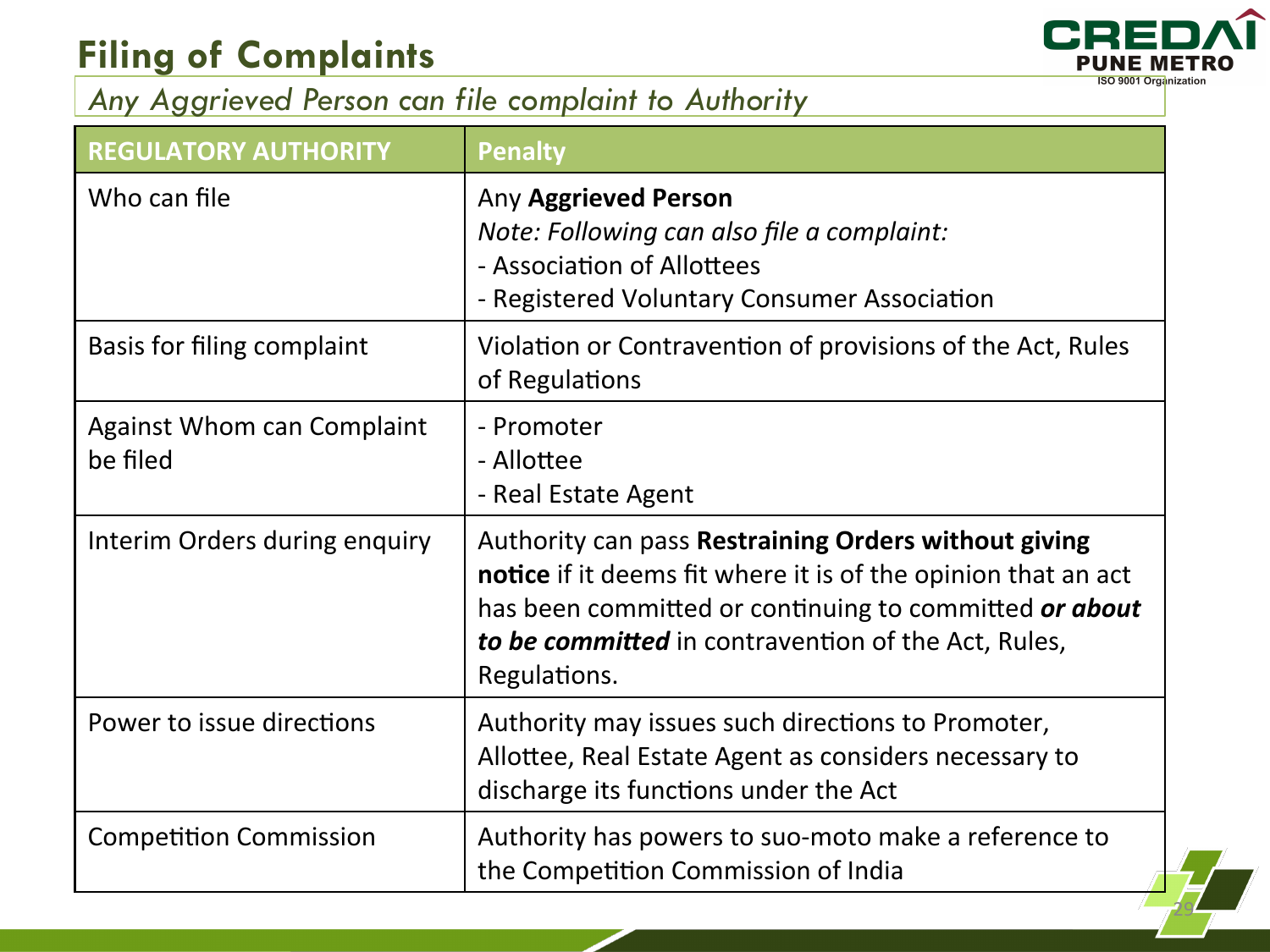# Filing of Complaints

*Any Aggrieved Person can file complaint to Authority*

| REGULATORY AUTHORITY | Penalty |
|---|---|
| Who can file | Any **Aggrieved Person**<br>*Note: Following can also file a complaint:*<br>- Association of Allottees<br>- Registered Voluntary Consumer Association |
| Basis for filing complaint | Violation or Contravention of provisions of the Act, Rules of Regulations |
| Against Whom can Complaint be filed | - Promoter<br>- Allottee<br>- Real Estate Agent |
| Interim Orders during enquiry | Authority can pass **Restraining Orders without giving notice** if it deems fit where it is of the opinion that an act has been committed or continuing to committed ***or about to be committed*** in contravention of the Act, Rules, Regulations. |
| Power to issue directions | Authority may issues such directions to Promoter, Allottee, Real Estate Agent as considers necessary to discharge its functions under the Act |
| Competition Commission | Authority has powers to suo-moto make a reference to the Competition Commission of India |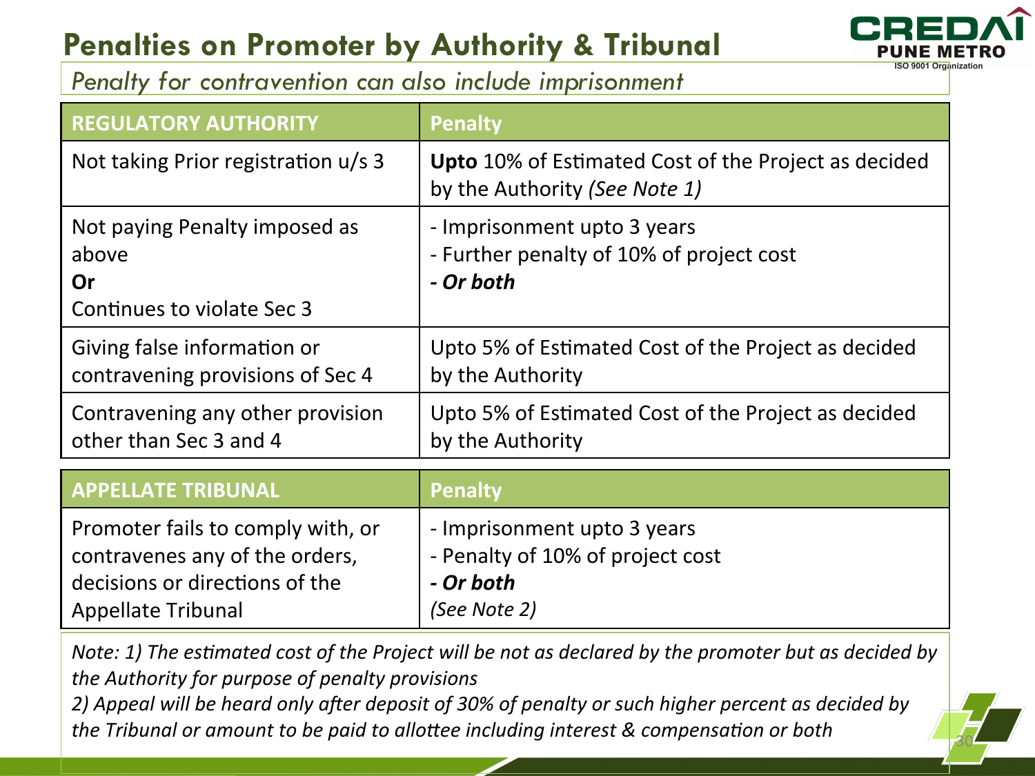# Penalties on Promoter by Authority & Tribunal

*Penalty for contravention can also include imprisonment*

| REGULATORY AUTHORITY | Penalty |
|---|---|
| Not taking Prior registration u/s 3 | **Upto** 10% of Estimated Cost of the Project as decided by the Authority *(See Note 1)* |
| Not paying Penalty imposed as above **Or** Continues to violate Sec 3 | - Imprisonment upto 3 years<br>- Further penalty of 10% of project cost<br>***- Or both*** |
| Giving false information or contravening provisions of Sec 4 | Upto 5% of Estimated Cost of the Project as decided by the Authority |
| Contravening any other provision other than Sec 3 and 4 | Upto 5% of Estimated Cost of the Project as decided by the Authority |

| APPELLATE TRIBUNAL | Penalty |
|---|---|
| Promoter fails to comply with, or contravenes any of the orders, decisions or directions of the Appellate Tribunal | - Imprisonment upto 3 years<br>- Penalty of 10% of project cost<br>***- Or both***<br>*(See Note 2)* |

*Note: 1) The estimated cost of the Project will be not as declared by the promoter but as decided by the Authority for purpose of penalty provisions*

*2) Appeal will be heard only after deposit of 30% of penalty or such higher percent as decided by the Tribunal or amount to be paid to allottee including interest & compensation or both*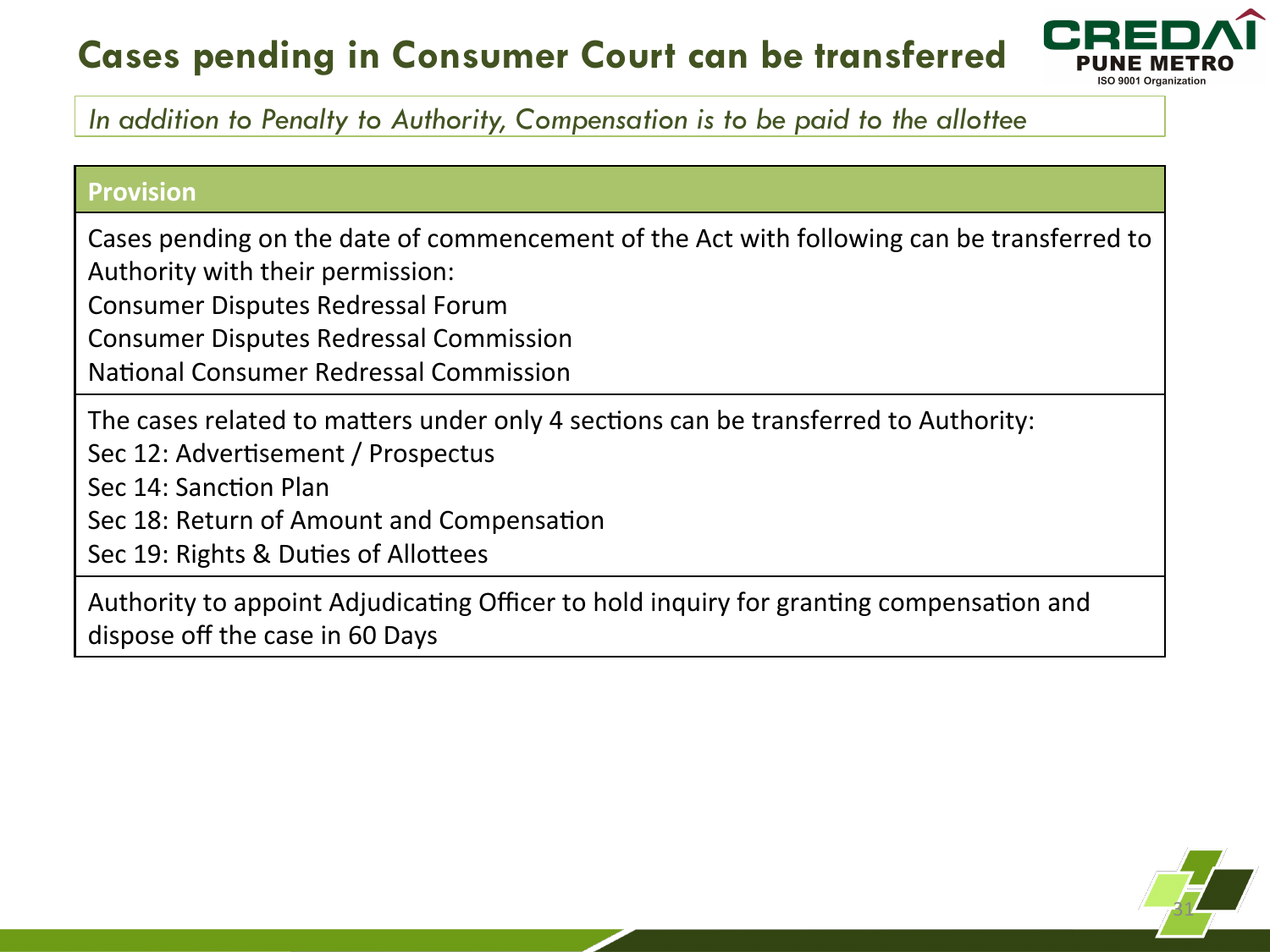# Cases pending in Consumer Court can be transferred

*In addition to Penalty to Authority, Compensation is to be paid to the allottee*

| Provision |
| --- |
| Cases pending on the date of commencement of the Act with following can be transferred to Authority with their permission:<br>Consumer Disputes Redressal Forum<br>Consumer Disputes Redressal Commission<br>National Consumer Redressal Commission |
| The cases related to matters under only 4 sections can be transferred to Authority:<br>Sec 12: Advertisement / Prospectus<br>Sec 14: Sanction Plan<br>Sec 18: Return of Amount and Compensation<br>Sec 19: Rights & Duties of Allottees |
| Authority to appoint Adjudicating Officer to hold inquiry for granting compensation and dispose off the case in 60 Days |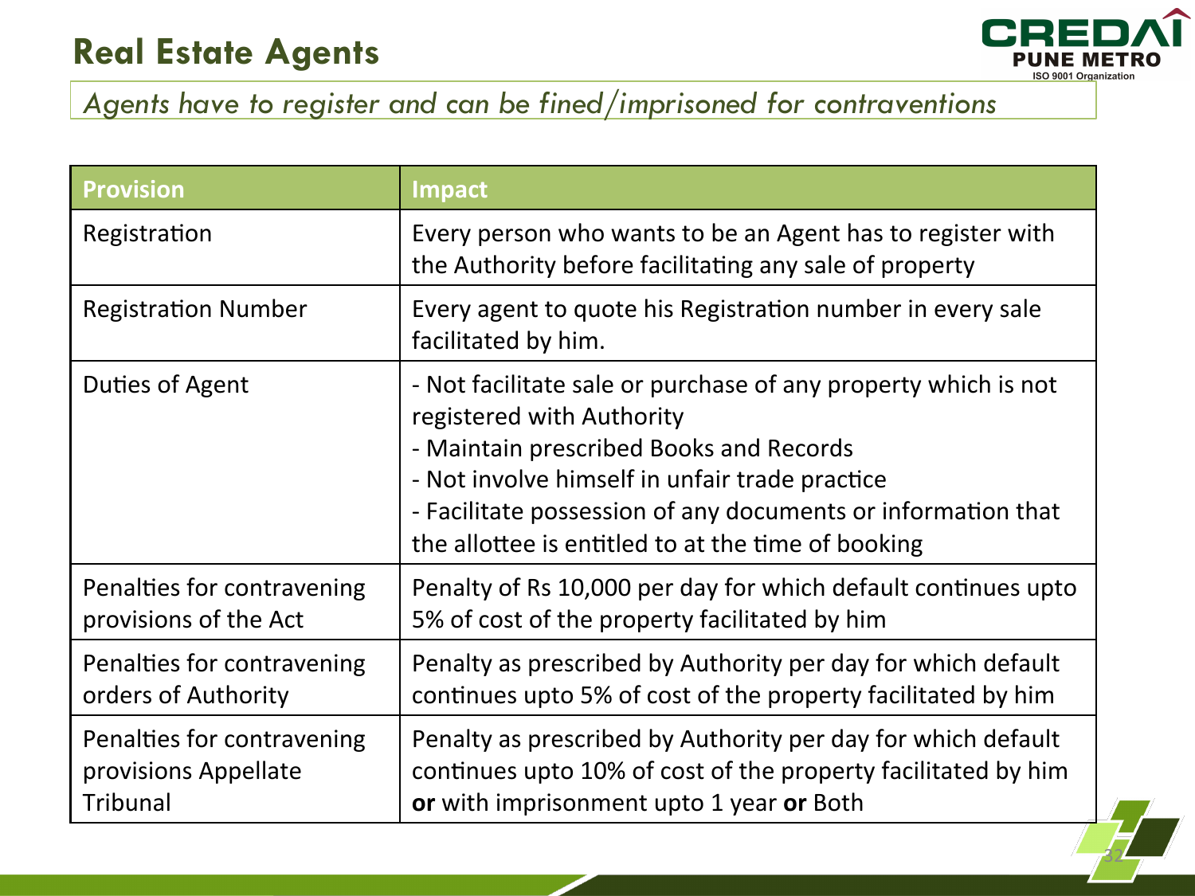## Real Estate Agents

*Agents have to register and can be fined/imprisoned for contraventions*

| Provision | Impact |
|---|---|
| Registration | Every person who wants to be an Agent has to register with the Authority before facilitating any sale of property |
| Registration Number | Every agent to quote his Registration number in every sale facilitated by him. |
| Duties of Agent | - Not facilitate sale or purchase of any property which is not registered with Authority<br>- Maintain prescribed Books and Records<br>- Not involve himself in unfair trade practice<br>- Facilitate possession of any documents or information that the allottee is entitled to at the time of booking |
| Penalties for contravening provisions of the Act | Penalty of Rs 10,000 per day for which default continues upto 5% of cost of the property facilitated by him |
| Penalties for contravening orders of Authority | Penalty as prescribed by Authority per day for which default continues upto 5% of cost of the property facilitated by him |
| Penalties for contravening provisions Appellate Tribunal | Penalty as prescribed by Authority per day for which default continues upto 10% of cost of the property facilitated by him **or** with imprisonment upto 1 year **or** Both |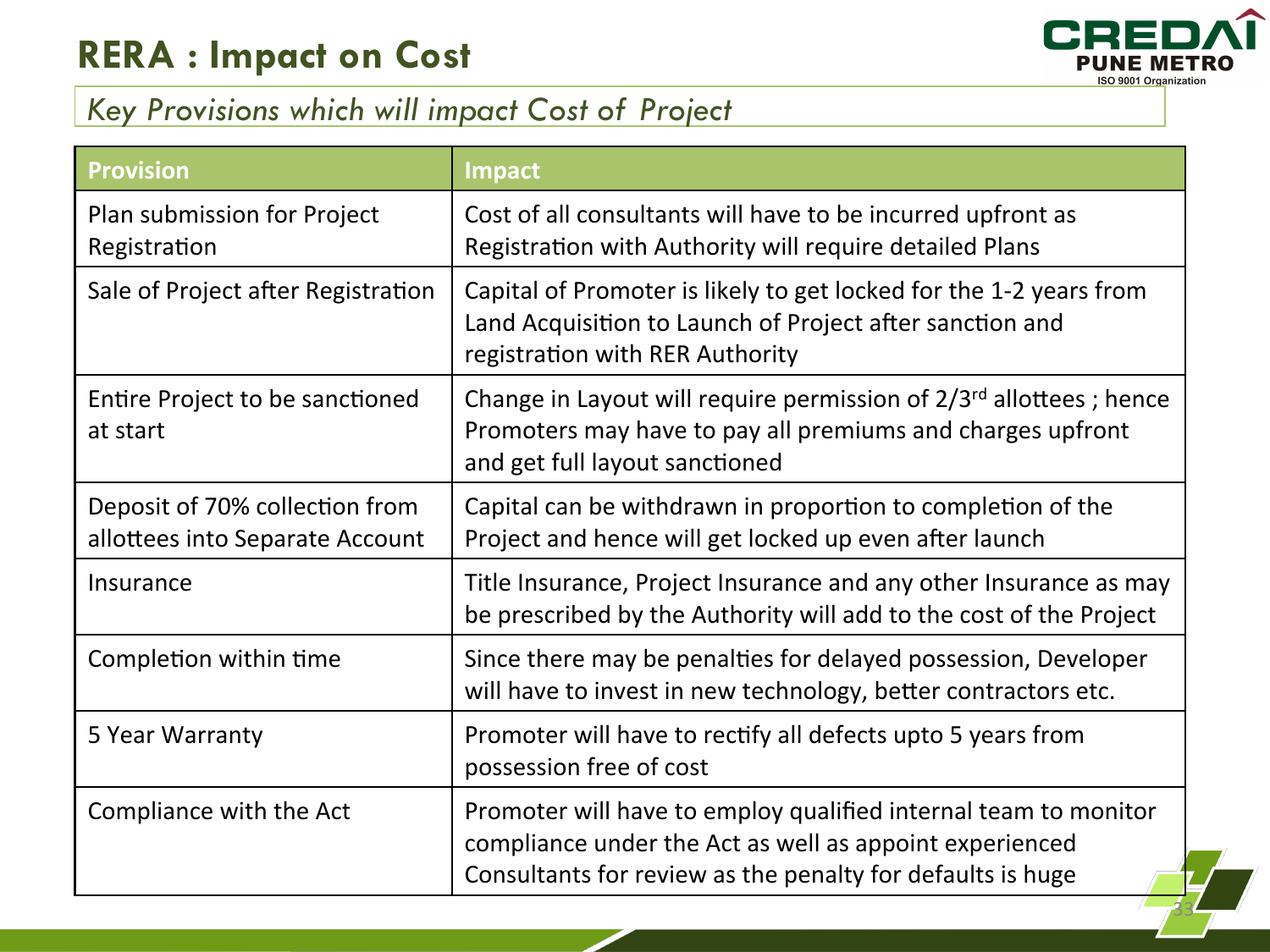# RERA : Impact on Cost

*Key Provisions which will impact Cost of Project*

| Provision | Impact |
|---|---|
| Plan submission for Project Registration | Cost of all consultants will have to be incurred upfront as Registration with Authority will require detailed Plans |
| Sale of Project after Registration | Capital of Promoter is likely to get locked for the 1-2 years from Land Acquisition to Launch of Project after sanction and registration with RER Authority |
| Entire Project to be sanctioned at start | Change in Layout will require permission of 2/3rd allottees ; hence Promoters may have to pay all premiums and charges upfront and get full layout sanctioned |
| Deposit of 70% collection from allottees into Separate Account | Capital can be withdrawn in proportion to completion of the Project and hence will get locked up even after launch |
| Insurance | Title Insurance, Project Insurance and any other Insurance as may be prescribed by the Authority will add to the cost of the Project |
| Completion within time | Since there may be penalties for delayed possession, Developer will have to invest in new technology, better contractors etc. |
| 5 Year Warranty | Promoter will have to rectify all defects upto 5 years from possession free of cost |
| Compliance with the Act | Promoter will have to employ qualified internal team to monitor compliance under the Act as well as appoint experienced Consultants for review as the penalty for defaults is huge |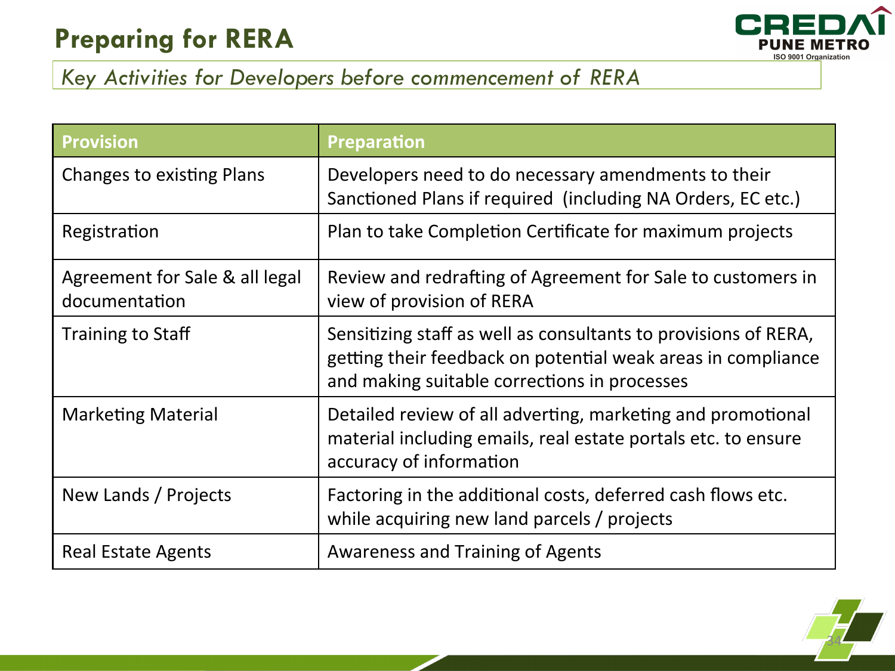# Preparing for RERA

*Key Activities for Developers before commencement of RERA*

| Provision | Preparation |
|---|---|
| Changes to existing Plans | Developers need to do necessary amendments to their Sanctioned Plans if required (including NA Orders, EC etc.) |
| Registration | Plan to take Completion Certificate for maximum projects |
| Agreement for Sale & all legal documentation | Review and redrafting of Agreement for Sale to customers in view of provision of RERA |
| Training to Staff | Sensitizing staff as well as consultants to provisions of RERA, getting their feedback on potential weak areas in compliance and making suitable corrections in processes |
| Marketing Material | Detailed review of all adverting, marketing and promotional material including emails, real estate portals etc. to ensure accuracy of information |
| New Lands / Projects | Factoring in the additional costs, deferred cash flows etc. while acquiring new land parcels / projects |
| Real Estate Agents | Awareness and Training of Agents |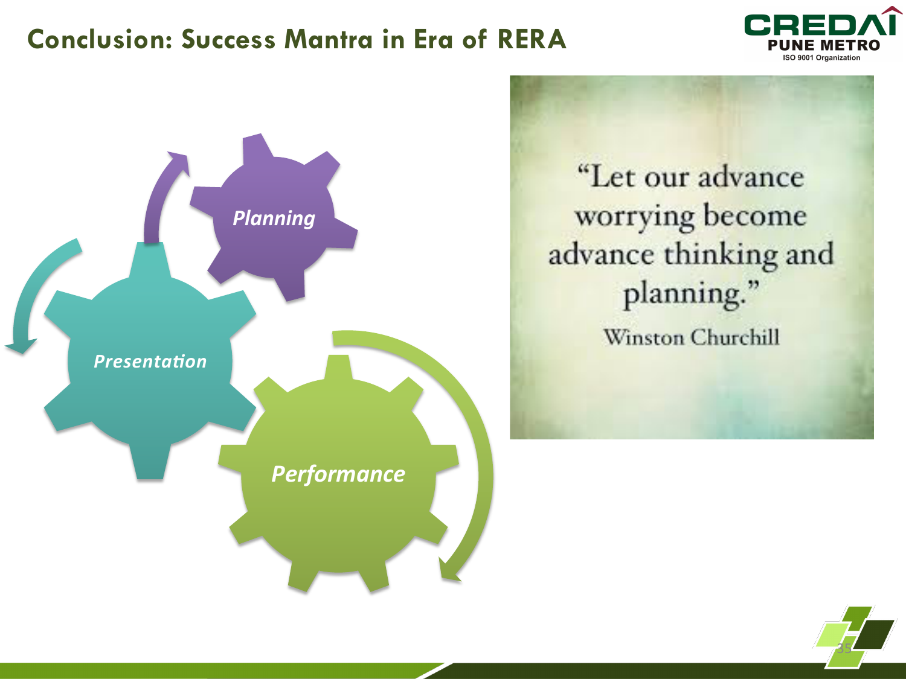# Conclusion: Success Mantra in Era of RERA

*Planning*

*Presentation*

*Performance*

"Let our advance worrying become advance thinking and planning."

Winston Churchill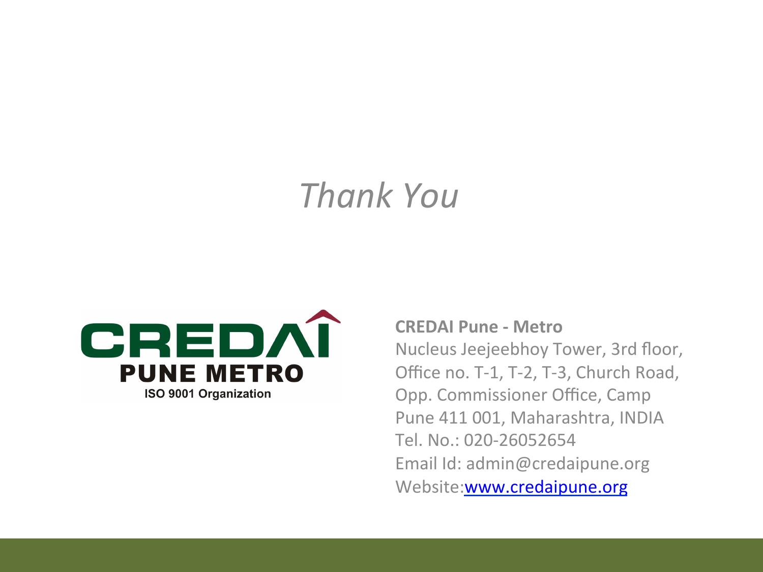*Thank You*

CREDAI
PUNE METRO
ISO 9001 Organization

**CREDAI Pune - Metro**
Nucleus Jeejeebhoy Tower, 3rd floor,
Office no. T-1, T-2, T-3, Church Road,
Opp. Commissioner Office, Camp
Pune 411 001, Maharashtra, INDIA
Tel. No.: 020-26052654
Email Id: admin@credaipune.org
Website:[www.credaipune.org](http://www.credaipune.org)